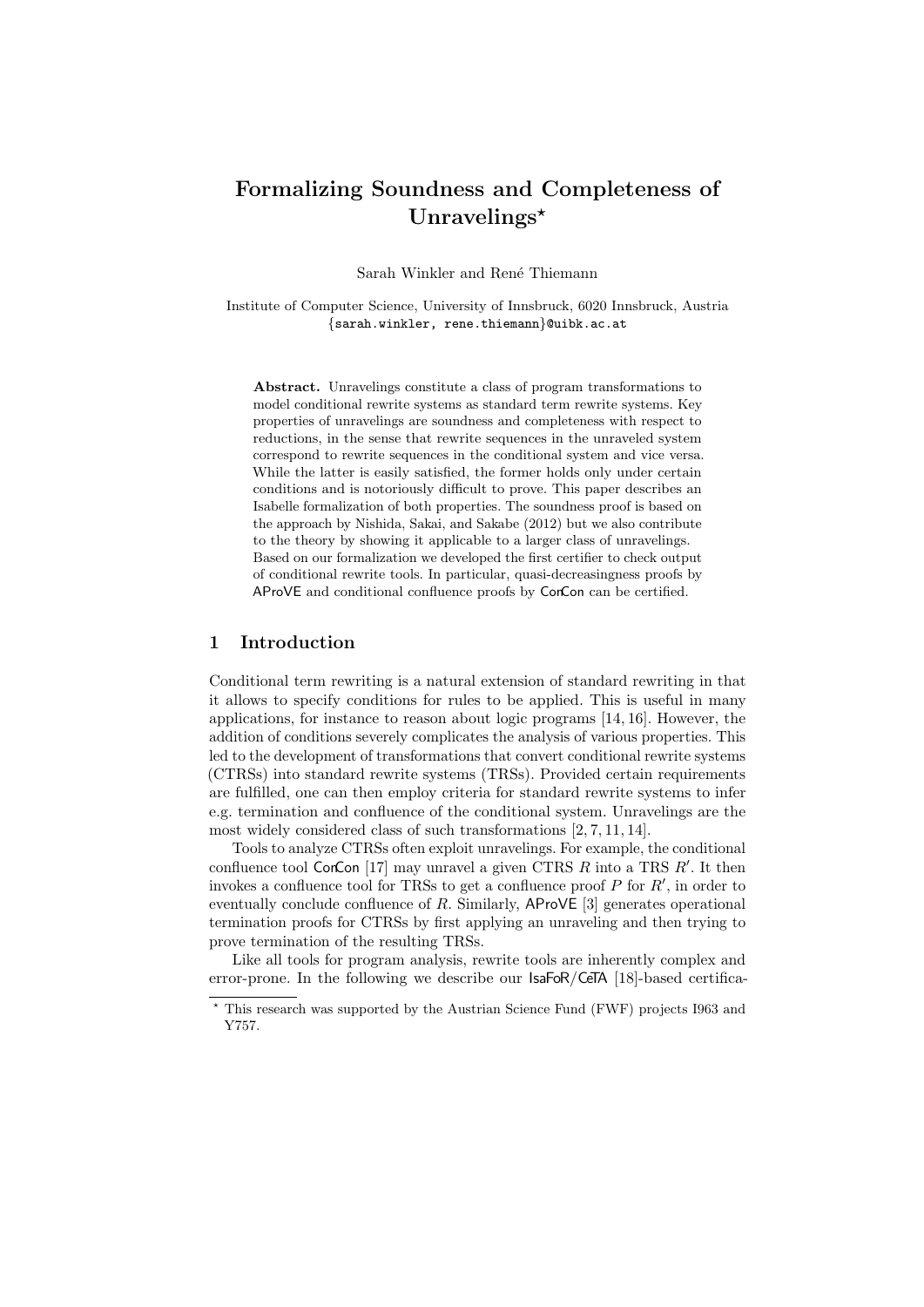# Formalizing Soundness and Completeness of Unravelings*

Sarah Winkler and René Thiemann

Institute of Computer Science, University of Innsbruck, 6020 Innsbruck, Austria
{sarah.winkler, rene.thiemann}@uibk.ac.at

**Abstract.** Unravelings constitute a class of program transformations to model conditional rewrite systems as standard term rewrite systems. Key properties of unravelings are soundness and completeness with respect to reductions, in the sense that rewrite sequences in the unraveled system correspond to rewrite sequences in the conditional system and vice versa. While the latter is easily satisfied, the former holds only under certain conditions and is notoriously difficult to prove. This paper describes an Isabelle formalization of both properties. The soundness proof is based on the approach by Nishida, Sakai, and Sakabe (2012) but we also contribute to the theory by showing it applicable to a larger class of unravelings. Based on our formalization we developed the first certifier to check output of conditional rewrite tools. In particular, quasi-decreasingness proofs by AProVE and conditional confluence proofs by ConCon can be certified.

## 1 Introduction

Conditional term rewriting is a natural extension of standard rewriting in that it allows to specify conditions for rules to be applied. This is useful in many applications, for instance to reason about logic programs [14, 16]. However, the addition of conditions severely complicates the analysis of various properties. This led to the development of transformations that convert conditional rewrite systems (CTRSs) into standard rewrite systems (TRSs). Provided certain requirements are fulfilled, one can then employ criteria for standard rewrite systems to infer e.g. termination and confluence of the conditional system. Unravelings are the most widely considered class of such transformations [2, 7, 11, 14].

Tools to analyze CTRSs often exploit unravelings. For example, the conditional confluence tool ConCon [17] may unravel a given CTRS $R$ into a TRS $R'$. It then invokes a confluence tool for TRSs to get a confluence proof $P$ for $R'$, in order to eventually conclude confluence of $R$. Similarly, AProVE [3] generates operational termination proofs for CTRSs by first applying an unraveling and then trying to prove termination of the resulting TRSs.

Like all tools for program analysis, rewrite tools are inherently complex and error-prone. In the following we describe our IsaFoR/CeTA [18]-based certifica-

* This research was supported by the Austrian Science Fund (FWF) projects I963 and Y757.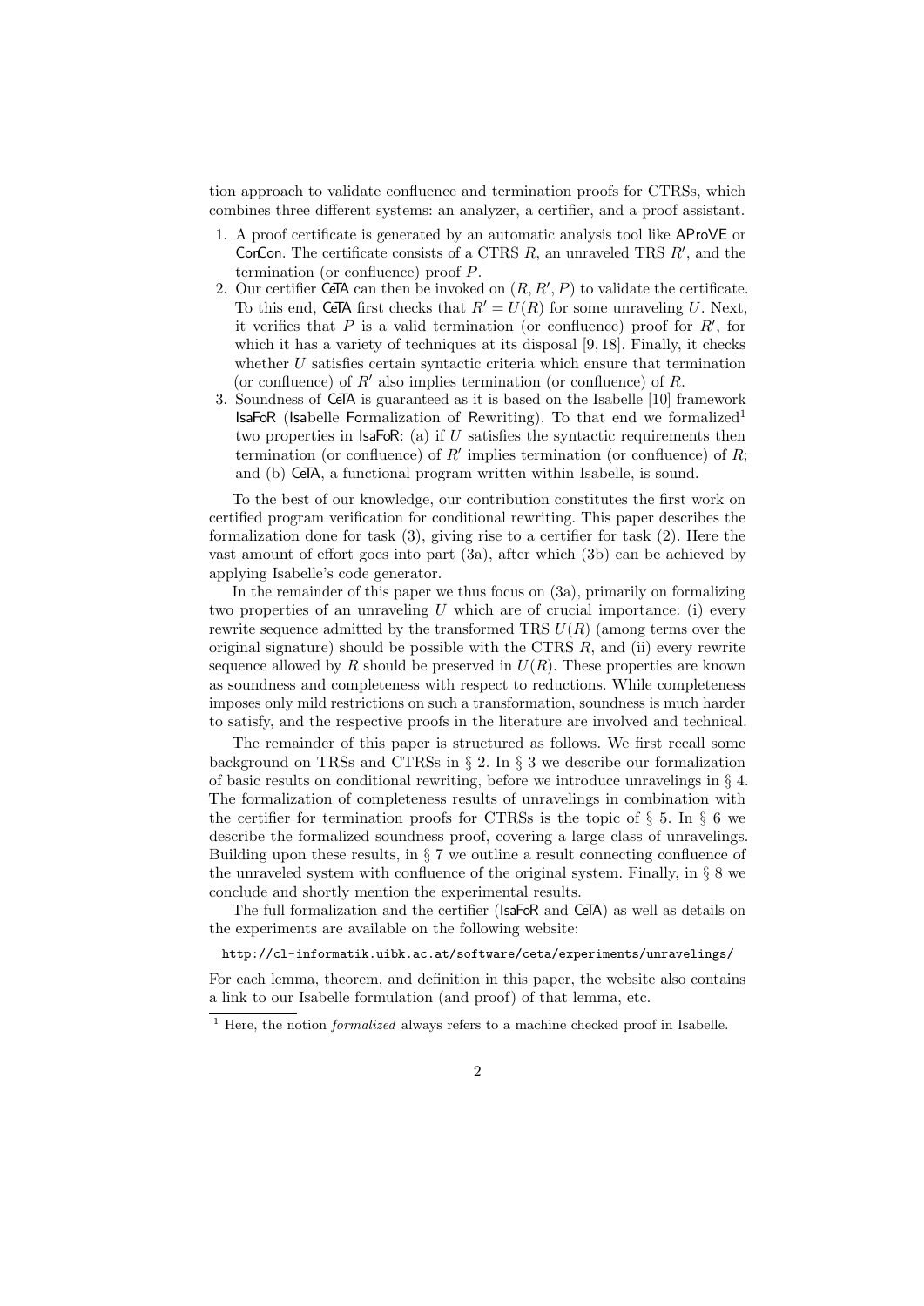tion approach to validate confluence and termination proofs for CTRSs, which combines three different systems: an analyzer, a certifier, and a proof assistant.

1. A proof certificate is generated by an automatic analysis tool like AProVE or ConCon. The certificate consists of a CTRS $R$, an unraveled TRS $R'$, and the termination (or confluence) proof $P$.
2. Our certifier CeTA can then be invoked on $(R, R', P)$ to validate the certificate. To this end, CeTA first checks that $R' = U(R)$ for some unraveling $U$. Next, it verifies that $P$ is a valid termination (or confluence) proof for $R'$, for which it has a variety of techniques at its disposal [9, 18]. Finally, it checks whether $U$ satisfies certain syntactic criteria which ensure that termination (or confluence) of $R'$ also implies termination (or confluence) of $R$.
3. Soundness of CeTA is guaranteed as it is based on the Isabelle [10] framework IsaFoR (Isabelle Formalization of Rewriting). To that end we formalized[1] two properties in IsaFoR: (a) if $U$ satisfies the syntactic requirements then termination (or confluence) of $R'$ implies termination (or confluence) of $R$; and (b) CeTA, a functional program written within Isabelle, is sound.

To the best of our knowledge, our contribution constitutes the first work on certified program verification for conditional rewriting. This paper describes the formalization done for task (3), giving rise to a certifier for task (2). Here the vast amount of effort goes into part (3a), after which (3b) can be achieved by applying Isabelle's code generator.

In the remainder of this paper we thus focus on (3a), primarily on formalizing two properties of an unraveling $U$ which are of crucial importance: (i) every rewrite sequence admitted by the transformed TRS $U(R)$ (among terms over the original signature) should be possible with the CTRS $R$, and (ii) every rewrite sequence allowed by $R$ should be preserved in $U(R)$. These properties are known as soundness and completeness with respect to reductions. While completeness imposes only mild restrictions on such a transformation, soundness is much harder to satisfy, and the respective proofs in the literature are involved and technical.

The remainder of this paper is structured as follows. We first recall some background on TRSs and CTRSs in § 2. In § 3 we describe our formalization of basic results on conditional rewriting, before we introduce unravelings in § 4. The formalization of completeness results of unravelings in combination with the certifier for termination proofs for CTRSs is the topic of § 5. In § 6 we describe the formalized soundness proof, covering a large class of unravelings. Building upon these results, in § 7 we outline a result connecting confluence of the unraveled system with confluence of the original system. Finally, in § 8 we conclude and shortly mention the experimental results.

The full formalization and the certifier (IsaFoR and CeTA) as well as details on the experiments are available on the following website:

`http://cl-informatik.uibk.ac.at/software/ceta/experiments/unravelings/`

For each lemma, theorem, and definition in this paper, the website also contains a link to our Isabelle formulation (and proof) of that lemma, etc.

[1] Here, the notion *formalized* always refers to a machine checked proof in Isabelle.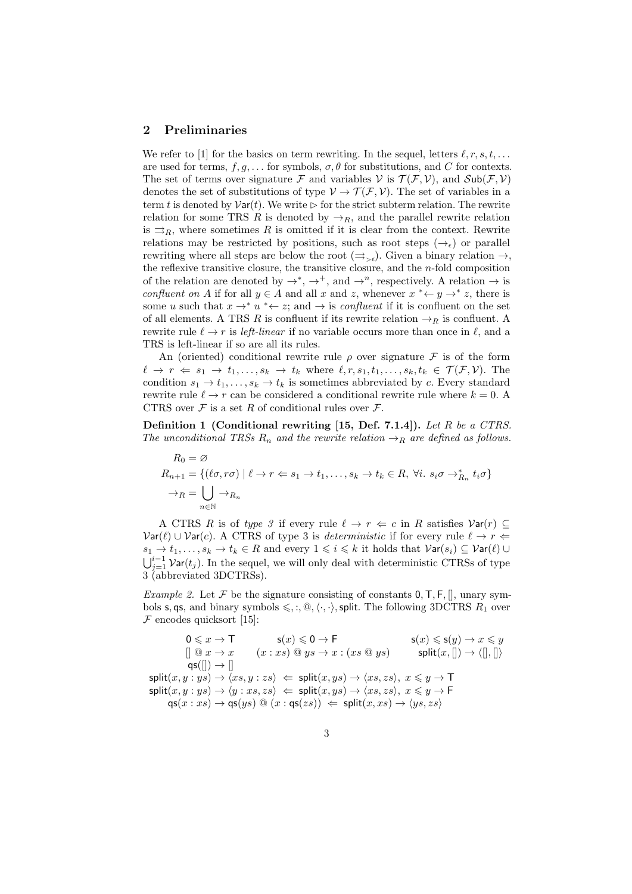## 2 Preliminaries

We refer to [1] for the basics on term rewriting. In the sequel, letters $\ell, r, s, t, \ldots$ are used for terms, $f, g, \ldots$ for symbols, $\sigma, \theta$ for substitutions, and $C$ for contexts. The set of terms over signature $\mathcal{F}$ and variables $\mathcal{V}$ is $\mathcal{T}(\mathcal{F}, \mathcal{V})$, and $\mathcal{S}\mathsf{ub}(\mathcal{F}, \mathcal{V})$ denotes the set of substitutions of type $\mathcal{V} \to \mathcal{T}(\mathcal{F}, \mathcal{V})$. The set of variables in a term $t$ is denoted by $\mathcal{V}\mathsf{ar}(t)$. We write $\rhd$ for the strict subterm relation. The rewrite relation for some TRS $R$ is denoted by $\to_R$, and the parallel rewrite relation is $\rightrightarrows_R$, where sometimes $R$ is omitted if it is clear from the context. Rewrite relations may be restricted by positions, such as root steps ($\to_\epsilon$) or parallel rewriting where all steps are below the root ($\rightrightarrows_{>\epsilon}$). Given a binary relation $\to$, the reflexive transitive closure, the transitive closure, and the $n$-fold composition of the relation are denoted by $\to^*$, $\to^+$, and $\to^n$, respectively. A relation $\to$ is *confluent on $A$* if for all $y \in A$ and all $x$ and $z$, whenever $x \; {}^*\!\!\leftarrow y \to^* z$, there is some $u$ such that $x \to^* u \; {}^*\!\!\leftarrow z$; and $\to$ is *confluent* if it is confluent on the set of all elements. A TRS $R$ is confluent if its rewrite relation $\to_R$ is confluent. A rewrite rule $\ell \to r$ is *left-linear* if no variable occurs more than once in $\ell$, and a TRS is left-linear if so are all its rules.

An (oriented) conditional rewrite rule $\rho$ over signature $\mathcal{F}$ is of the form $\ell \to r \Leftarrow s_1 \to t_1, \ldots, s_k \to t_k$ where $\ell, r, s_1, t_1, \ldots, s_k, t_k \in \mathcal{T}(\mathcal{F}, \mathcal{V})$. The condition $s_1 \to t_1, \ldots, s_k \to t_k$ is sometimes abbreviated by $c$. Every standard rewrite rule $\ell \to r$ can be considered a conditional rewrite rule where $k = 0$. A CTRS over $\mathcal{F}$ is a set $R$ of conditional rules over $\mathcal{F}$.

**Definition 1 (Conditional rewriting [15, Def. 7.1.4]).** *Let $R$ be a CTRS. The unconditional TRSs $R_n$ and the rewrite relation $\to_R$ are defined as follows.*

$$
\begin{aligned}
R_0 &= \varnothing \\
R_{n+1} &= \{(\ell\sigma, r\sigma) \mid \ell \to r \Leftarrow s_1 \to t_1, \ldots, s_k \to t_k \in R,\ \forall i.\ s_i\sigma \to^*_{R_n} t_i\sigma\} \\
\to_R &= \bigcup_{n \in \mathbb{N}} \to_{R_n}
\end{aligned}
$$

A CTRS $R$ is of *type 3* if every rule $\ell \to r \Leftarrow c$ in $R$ satisfies $\mathcal{V}\mathsf{ar}(r) \subseteq \mathcal{V}\mathsf{ar}(\ell) \cup \mathcal{V}\mathsf{ar}(c)$. A CTRS of type 3 is *deterministic* if for every rule $\ell \to r \Leftarrow s_1 \to t_1, \ldots, s_k \to t_k \in R$ and every $1 \leqslant i \leqslant k$ it holds that $\mathcal{V}\mathsf{ar}(s_i) \subseteq \mathcal{V}\mathsf{ar}(\ell) \cup \bigcup_{j=1}^{i-1} \mathcal{V}\mathsf{ar}(t_j)$. In the sequel, we will only deal with deterministic CTRSs of type 3 (abbreviated 3DCTRSs).

*Example 2.* Let $\mathcal{F}$ be the signature consisting of constants $\mathsf{0}, \mathsf{T}, \mathsf{F}, []$, unary symbols $\mathsf{s}, \mathsf{qs}$, and binary symbols $\leqslant, :, @, \langle\cdot,\cdot\rangle, \mathsf{split}$. The following 3DCTRS $R_1$ over $\mathcal{F}$ encodes quicksort [15]:

$$
\begin{array}{lll}
\mathsf{0} \leqslant x \to \mathsf{T} & \mathsf{s}(x) \leqslant \mathsf{0} \to \mathsf{F} & \mathsf{s}(x) \leqslant \mathsf{s}(y) \to x \leqslant y \\
[]\ @\ x \to x & (x : xs)\ @\ ys \to x : (xs\ @\ ys) & \mathsf{split}(x, []) \to \langle [], [] \rangle \\
\mathsf{qs}([]) \to [] & &
\end{array}
$$

$$
\begin{aligned}
\mathsf{split}(x, y : ys) &\to \langle xs, y : zs \rangle \Leftarrow \mathsf{split}(x, ys) \to \langle xs, zs \rangle,\ x \leqslant y \to \mathsf{T} \\
\mathsf{split}(x, y : ys) &\to \langle y : xs, zs \rangle \Leftarrow \mathsf{split}(x, ys) \to \langle xs, zs \rangle,\ x \leqslant y \to \mathsf{F} \\
\mathsf{qs}(x : xs) &\to \mathsf{qs}(ys)\ @\ (x : \mathsf{qs}(zs)) \Leftarrow \mathsf{split}(x, xs) \to \langle ys, zs \rangle
\end{aligned}
$$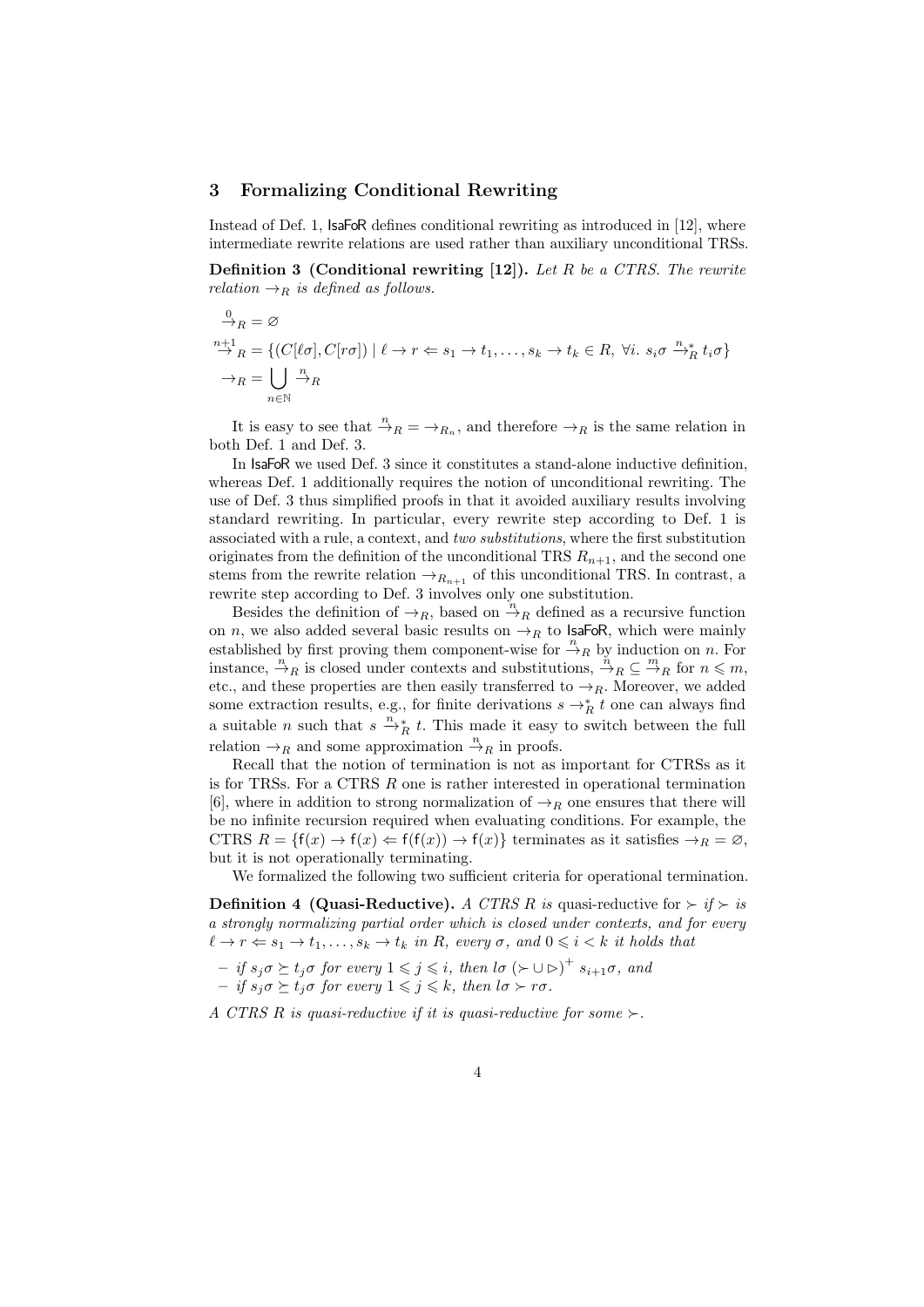## 3 Formalizing Conditional Rewriting

Instead of Def. 1, IsaFoR defines conditional rewriting as introduced in [12], where intermediate rewrite relations are used rather than auxiliary unconditional TRSs.

**Definition 3 (Conditional rewriting [12]).** *Let $R$ be a CTRS. The rewrite relation $\to_R$ is defined as follows.*

$$\xrightarrow{0}_R = \varnothing$$

$$\xrightarrow{n+1}_R = \{(C[\ell\sigma], C[r\sigma]) \mid \ell \to r \Leftarrow s_1 \to t_1, \ldots, s_k \to t_k \in R,\ \forall i.\ s_i\sigma \xrightarrow{n}_R^* t_i\sigma\}$$

$$\to_R = \bigcup_{n \in \mathbb{N}} \xrightarrow{n}_R$$

It is easy to see that $\xrightarrow{n}_R = \to_{R_n}$, and therefore $\to_R$ is the same relation in both Def. 1 and Def. 3.

In IsaFoR we used Def. 3 since it constitutes a stand-alone inductive definition, whereas Def. 1 additionally requires the notion of unconditional rewriting. The use of Def. 3 thus simplified proofs in that it avoided auxiliary results involving standard rewriting. In particular, every rewrite step according to Def. 1 is associated with a rule, a context, and *two substitutions*, where the first substitution originates from the definition of the unconditional TRS $R_{n+1}$, and the second one stems from the rewrite relation $\to_{R_{n+1}}$ of this unconditional TRS. In contrast, a rewrite step according to Def. 3 involves only one substitution.

Besides the definition of $\to_R$, based on $\xrightarrow{n}_R$ defined as a recursive function on $n$, we also added several basic results on $\to_R$ to IsaFoR, which were mainly established by first proving them component-wise for $\xrightarrow{n}_R$ by induction on $n$. For instance, $\xrightarrow{n}_R$ is closed under contexts and substitutions, $\xrightarrow{n}_R \subseteq \xrightarrow{m}_R$ for $n \leqslant m$, etc., and these properties are then easily transferred to $\to_R$. Moreover, we added some extraction results, e.g., for finite derivations $s \to_R^* t$ one can always find a suitable $n$ such that $s \xrightarrow{n}_R^* t$. This made it easy to switch between the full relation $\to_R$ and some approximation $\xrightarrow{n}_R$ in proofs.

Recall that the notion of termination is not as important for CTRSs as it is for TRSs. For a CTRS $R$ one is rather interested in operational termination [6], where in addition to strong normalization of $\to_R$ one ensures that there will be no infinite recursion required when evaluating conditions. For example, the CTRS $R = \{\mathsf{f}(x) \to \mathsf{f}(x) \Leftarrow \mathsf{f}(\mathsf{f}(x)) \to \mathsf{f}(x)\}$ terminates as it satisfies $\to_R = \varnothing$, but it is not operationally terminating.

We formalized the following two sufficient criteria for operational termination.

**Definition 4 (Quasi-Reductive).** *A CTRS $R$ is* quasi-reductive for $\succ$ *if $\succ$ is a strongly normalizing partial order which is closed under contexts, and for every $\ell \to r \Leftarrow s_1 \to t_1, \ldots, s_k \to t_k$ in $R$, every $\sigma$, and $0 \leqslant i < k$ it holds that*

- *if $s_j\sigma \succeq t_j\sigma$ for every $1 \leqslant j \leqslant i$, then $l\sigma\ (\succ \cup \rhd)^+\ s_{i+1}\sigma$, and*
- *if $s_j\sigma \succeq t_j\sigma$ for every $1 \leqslant j \leqslant k$, then $l\sigma \succ r\sigma$.*

*A CTRS $R$ is quasi-reductive if it is quasi-reductive for some $\succ$.*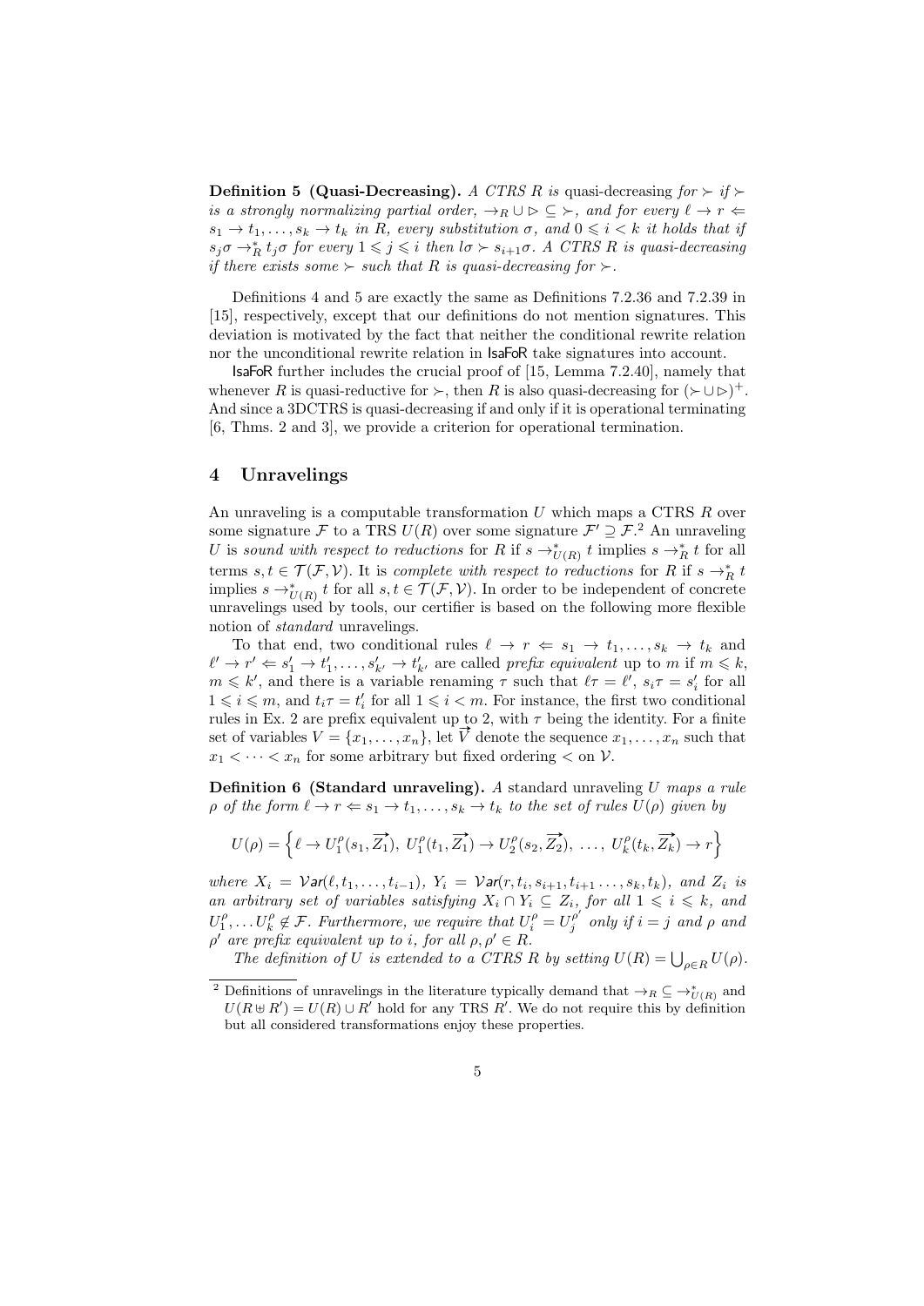**Definition 5 (Quasi-Decreasing).** *A CTRS $R$ is* quasi-decreasing *for $\succ$ if $\succ$ is a strongly normalizing partial order, $\to_R \cup \rhd \subseteq \succ$, and for every $\ell \to r \Leftarrow s_1 \to t_1, \ldots, s_k \to t_k$ in $R$, every substitution $\sigma$, and $0 \leqslant i < k$ it holds that if $s_j\sigma \to_R^* t_j\sigma$ for every $1 \leqslant j \leqslant i$ then $l\sigma \succ s_{i+1}\sigma$. A CTRS $R$ is quasi-decreasing if there exists some $\succ$ such that $R$ is quasi-decreasing for $\succ$.*

Definitions 4 and 5 are exactly the same as Definitions 7.2.36 and 7.2.39 in [15], respectively, except that our definitions do not mention signatures. This deviation is motivated by the fact that neither the conditional rewrite relation nor the unconditional rewrite relation in IsaFoR take signatures into account.

IsaFoR further includes the crucial proof of [15, Lemma 7.2.40], namely that whenever $R$ is quasi-reductive for $\succ$, then $R$ is also quasi-decreasing for $(\succ \cup \rhd)^+$. And since a 3DCTRS is quasi-decreasing if and only if it is operational terminating [6, Thms. 2 and 3], we provide a criterion for operational termination.

## 4 Unravelings

An unraveling is a computable transformation $U$ which maps a CTRS $R$ over some signature $\mathcal{F}$ to a TRS $U(R)$ over some signature $\mathcal{F}' \supseteq \mathcal{F}$.[2] An unraveling $U$ is *sound with respect to reductions* for $R$ if $s \to_{U(R)}^* t$ implies $s \to_R^* t$ for all terms $s, t \in \mathcal{T}(\mathcal{F}, \mathcal{V})$. It is *complete with respect to reductions* for $R$ if $s \to_R^* t$ implies $s \to_{U(R)}^* t$ for all $s, t \in \mathcal{T}(\mathcal{F}, \mathcal{V})$. In order to be independent of concrete unravelings used by tools, our certifier is based on the following more flexible notion of *standard* unravelings.

To that end, two conditional rules $\ell \to r \Leftarrow s_1 \to t_1, \ldots, s_k \to t_k$ and $\ell' \to r' \Leftarrow s_1' \to t_1', \ldots, s_{k'}' \to t_{k'}'$ are called *prefix equivalent* up to $m$ if $m \leqslant k$, $m \leqslant k'$, and there is a variable renaming $\tau$ such that $\ell\tau = \ell'$, $s_i\tau = s_i'$ for all $1 \leqslant i \leqslant m$, and $t_i\tau = t_i'$ for all $1 \leqslant i < m$. For instance, the first two conditional rules in Ex. 2 are prefix equivalent up to 2, with $\tau$ being the identity. For a finite set of variables $V = \{x_1, \ldots, x_n\}$, let $\overrightarrow{V}$ denote the sequence $x_1, \ldots, x_n$ such that $x_1 < \cdots < x_n$ for some arbitrary but fixed ordering $<$ on $\mathcal{V}$.

**Definition 6 (Standard unraveling).** *A* standard unraveling *$U$ maps a rule $\rho$ of the form $\ell \to r \Leftarrow s_1 \to t_1, \ldots, s_k \to t_k$ to the set of rules $U(\rho)$ given by*

$$U(\rho) = \left\{ \ell \to U_1^\rho(s_1, \overrightarrow{Z_1}),\ U_1^\rho(t_1, \overrightarrow{Z_1}) \to U_2^\rho(s_2, \overrightarrow{Z_2}),\ \ldots,\ U_k^\rho(t_k, \overrightarrow{Z_k}) \to r \right\}$$

*where $X_i = \mathcal{V}ar(\ell, t_1, \ldots, t_{i-1})$, $Y_i = \mathcal{V}ar(r, t_i, s_{i+1}, t_{i+1} \ldots, s_k, t_k)$, and $Z_i$ is an arbitrary set of variables satisfying $X_i \cap Y_i \subseteq Z_i$, for all $1 \leqslant i \leqslant k$, and $U_1^\rho, \ldots U_k^\rho \notin \mathcal{F}$. Furthermore, we require that $U_i^\rho = U_j^{\rho'}$ only if $i = j$ and $\rho$ and $\rho'$ are prefix equivalent up to $i$, for all $\rho, \rho' \in R$.*

*The definition of $U$ is extended to a CTRS $R$ by setting $U(R) = \bigcup_{\rho \in R} U(\rho)$.*

[2] Definitions of unravelings in the literature typically demand that $\to_R \subseteq \to_{U(R)}^*$ and $U(R \uplus R') = U(R) \cup R'$ hold for any TRS $R'$. We do not require this by definition but all considered transformations enjoy these properties.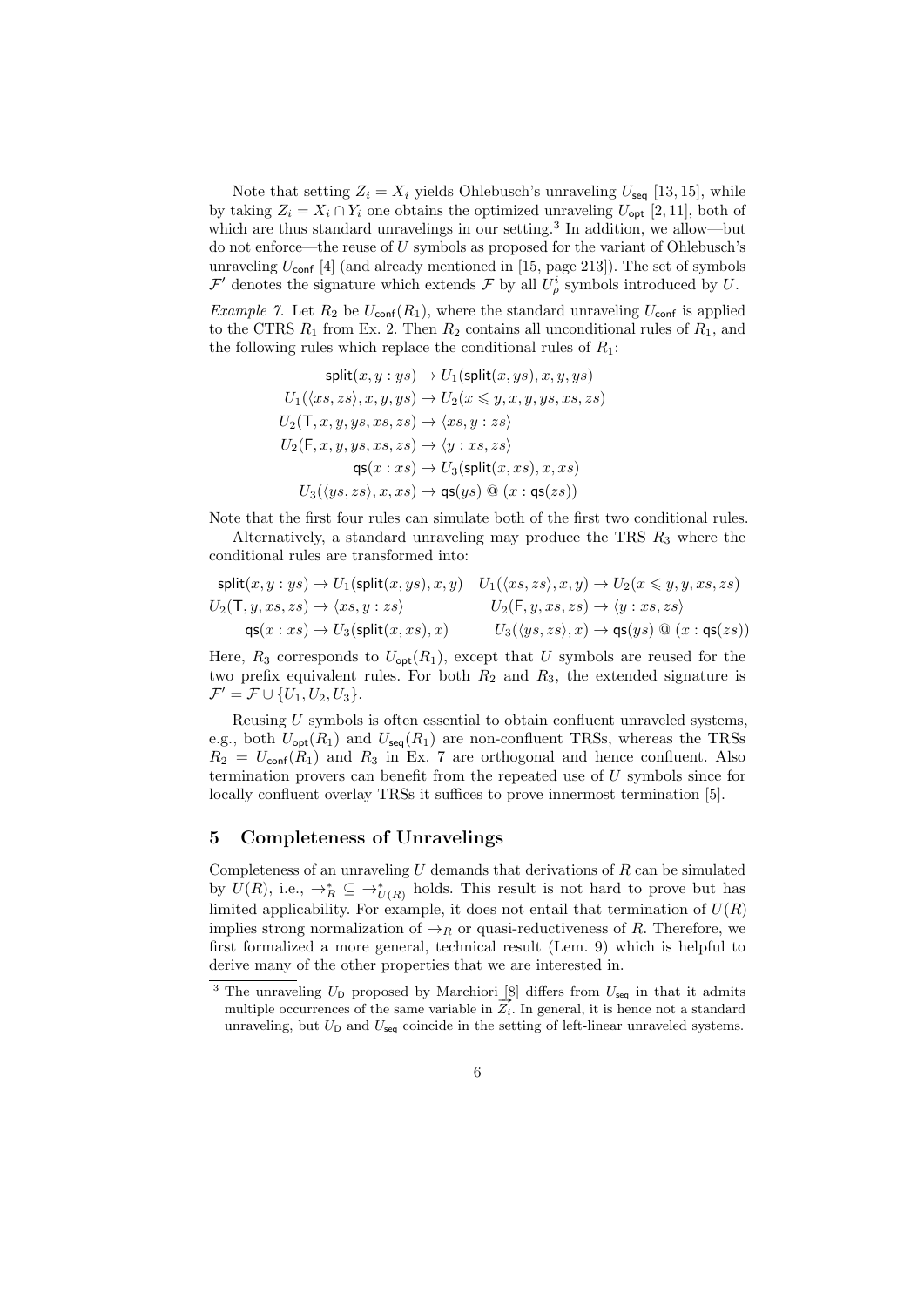Note that setting $Z_i = X_i$ yields Ohlebusch's unraveling $U_{\mathsf{seq}}$ [13, 15], while by taking $Z_i = X_i \cap Y_i$ one obtains the optimized unraveling $U_{\mathsf{opt}}$ [2, 11], both of which are thus standard unravelings in our setting.[3] In addition, we allow—but do not enforce—the reuse of $U$ symbols as proposed for the variant of Ohlebusch's unraveling $U_{\mathsf{conf}}$ [4] (and already mentioned in [15, page 213]). The set of symbols $\mathcal{F}'$ denotes the signature which extends $\mathcal{F}$ by all $U_\rho^i$ symbols introduced by $U$.

*Example 7.* Let $R_2$ be $U_{\mathsf{conf}}(R_1)$, where the standard unraveling $U_{\mathsf{conf}}$ is applied to the CTRS $R_1$ from Ex. 2. Then $R_2$ contains all unconditional rules of $R_1$, and the following rules which replace the conditional rules of $R_1$:

$$\begin{aligned}
\mathsf{split}(x, y : ys) &\to U_1(\mathsf{split}(x, ys), x, y, ys)\\
U_1(\langle xs, zs\rangle, x, y, ys) &\to U_2(x \leqslant y, x, y, ys, xs, zs)\\
U_2(\mathsf{T}, x, y, ys, xs, zs) &\to \langle xs, y : zs\rangle\\
U_2(\mathsf{F}, x, y, ys, xs, zs) &\to \langle y : xs, zs\rangle\\
\mathsf{qs}(x : xs) &\to U_3(\mathsf{split}(x, xs), x, xs)\\
U_3(\langle ys, zs\rangle, x, xs) &\to \mathsf{qs}(ys) \mathbin{@} (x : \mathsf{qs}(zs))
\end{aligned}$$

Note that the first four rules can simulate both of the first two conditional rules.

Alternatively, a standard unraveling may produce the TRS $R_3$ where the conditional rules are transformed into:

$$\begin{aligned}
\mathsf{split}(x, y : ys) &\to U_1(\mathsf{split}(x, ys), x, y) & U_1(\langle xs, zs\rangle, x, y) &\to U_2(x \leqslant y, y, xs, zs)\\
U_2(\mathsf{T}, y, xs, zs) &\to \langle xs, y : zs\rangle & U_2(\mathsf{F}, y, xs, zs) &\to \langle y : xs, zs\rangle\\
\mathsf{qs}(x : xs) &\to U_3(\mathsf{split}(x, xs), x) & U_3(\langle ys, zs\rangle, x) &\to \mathsf{qs}(ys) \mathbin{@} (x : \mathsf{qs}(zs))
\end{aligned}$$

Here, $R_3$ corresponds to $U_{\mathsf{opt}}(R_1)$, except that $U$ symbols are reused for the two prefix equivalent rules. For both $R_2$ and $R_3$, the extended signature is $\mathcal{F}' = \mathcal{F} \cup \{U_1, U_2, U_3\}$.

Reusing $U$ symbols is often essential to obtain confluent unraveled systems, e.g., both $U_{\mathsf{opt}}(R_1)$ and $U_{\mathsf{seq}}(R_1)$ are non-confluent TRSs, whereas the TRSs $R_2 = U_{\mathsf{conf}}(R_1)$ and $R_3$ in Ex. 7 are orthogonal and hence confluent. Also termination provers can benefit from the repeated use of $U$ symbols since for locally confluent overlay TRSs it suffices to prove innermost termination [5].

## 5 Completeness of Unravelings

Completeness of an unraveling $U$ demands that derivations of $R$ can be simulated by $U(R)$, i.e., $\to_R^* \subseteq \to_{U(R)}^*$ holds. This result is not hard to prove but has limited applicability. For example, it does not entail that termination of $U(R)$ implies strong normalization of $\to_R$ or quasi-reductiveness of $R$. Therefore, we first formalized a more general, technical result (Lem. 9) which is helpful to derive many of the other properties that we are interested in.

[3] The unraveling $U_{\mathsf{D}}$ proposed by Marchiori [8] differs from $U_{\mathsf{seq}}$ in that it admits multiple occurrences of the same variable in $\overrightarrow{Z_i}$. In general, it is hence not a standard unraveling, but $U_{\mathsf{D}}$ and $U_{\mathsf{seq}}$ coincide in the setting of left-linear unraveled systems.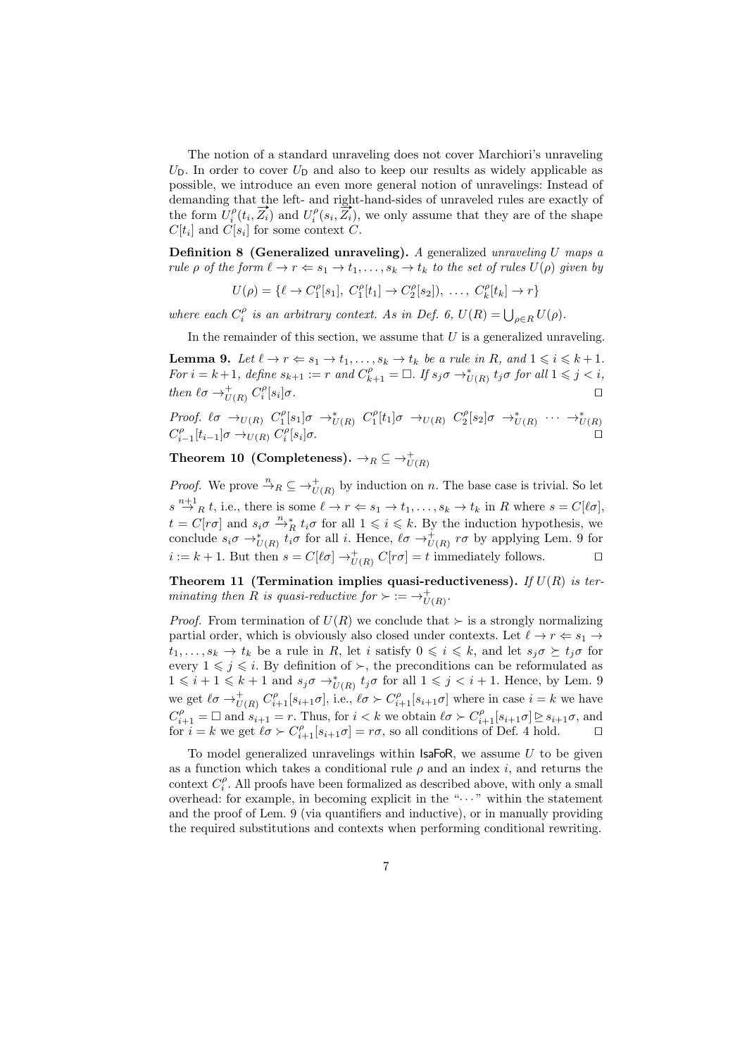The notion of a standard unraveling does not cover Marchiori's unraveling $U_{\mathsf{D}}$. In order to cover $U_{\mathsf{D}}$ and also to keep our results as widely applicable as possible, we introduce an even more general notion of unravelings: Instead of demanding that the left- and right-hand-sides of unraveled rules are exactly of the form $U_i^\rho(t_i, \overrightarrow{Z_i})$ and $U_i^\rho(s_i, \overrightarrow{Z_i})$, we only assume that they are of the shape $C[t_i]$ and $C[s_i]$ for some context $C$.

**Definition 8 (Generalized unraveling).** *A generalized unraveling $U$ maps a rule $\rho$ of the form $\ell \to r \Leftarrow s_1 \to t_1, \ldots, s_k \to t_k$ to the set of rules $U(\rho)$ given by*

$$U(\rho) = \{\ell \to C_1^\rho[s_1],\ C_1^\rho[t_1] \to C_2^\rho[s_2]),\ \ldots,\ C_k^\rho[t_k] \to r\}$$

*where each $C_i^\rho$ is an arbitrary context. As in Def. 6, $U(R) = \bigcup_{\rho \in R} U(\rho)$.*

In the remainder of this section, we assume that $U$ is a generalized unraveling.

**Lemma 9.** *Let $\ell \to r \Leftarrow s_1 \to t_1, \ldots, s_k \to t_k$ be a rule in $R$, and $1 \leqslant i \leqslant k+1$. For $i = k+1$, define $s_{k+1} := r$ and $C_{k+1}^\rho = \Box$. If $s_j\sigma \to_{U(R)}^* t_j\sigma$ for all $1 \leqslant j < i$, then $\ell\sigma \to_{U(R)}^+ C_i^\rho[s_i]\sigma$.* ◻

*Proof.* $\ell\sigma \to_{U(R)} C_1^\rho[s_1]\sigma \to_{U(R)}^* C_1^\rho[t_1]\sigma \to_{U(R)} C_2^\rho[s_2]\sigma \to_{U(R)}^* \cdots \to_{U(R)}^* C_{i-1}^\rho[t_{i-1}]\sigma \to_{U(R)} C_i^\rho[s_i]\sigma$. ◻

**Theorem 10 (Completeness).** $\to_R \subseteq \to_{U(R)}^+$

*Proof.* We prove $\overset{n}{\to}_R \subseteq \to_{U(R)}^+$ by induction on $n$. The base case is trivial. So let $s \overset{n+1}{\to}_R t$, i.e., there is some $\ell \to r \Leftarrow s_1 \to t_1, \ldots, s_k \to t_k$ in $R$ where $s = C[\ell\sigma]$, $t = C[r\sigma]$ and $s_i\sigma \overset{n}{\to}_R^* t_i\sigma$ for all $1 \leqslant i \leqslant k$. By the induction hypothesis, we conclude $s_i\sigma \to_{U(R)}^* t_i\sigma$ for all $i$. Hence, $\ell\sigma \to_{U(R)}^+ r\sigma$ by applying Lem. 9 for $i := k+1$. But then $s = C[\ell\sigma] \to_{U(R)}^+ C[r\sigma] = t$ immediately follows. ◻

**Theorem 11 (Termination implies quasi-reductiveness).** *If $U(R)$ is terminating then $R$ is quasi-reductive for $\succ := \to_{U(R)}^+$.*

*Proof.* From termination of $U(R)$ we conclude that $\succ$ is a strongly normalizing partial order, which is obviously also closed under contexts. Let $\ell \to r \Leftarrow s_1 \to t_1, \ldots, s_k \to t_k$ be a rule in $R$, let $i$ satisfy $0 \leqslant i \leqslant k$, and let $s_j\sigma \succeq t_j\sigma$ for every $1 \leqslant j \leqslant i$. By definition of $\succ$, the preconditions can be reformulated as $1 \leqslant i+1 \leqslant k+1$ and $s_j\sigma \to_{U(R)}^* t_j\sigma$ for all $1 \leqslant j < i+1$. Hence, by Lem. 9 we get $\ell\sigma \to_{U(R)}^+ C_{i+1}^\rho[s_{i+1}\sigma]$, i.e., $\ell\sigma \succ C_{i+1}^\rho[s_{i+1}\sigma]$ where in case $i = k$ we have $C_{i+1}^\rho = \Box$ and $s_{i+1} = r$. Thus, for $i < k$ we obtain $\ell\sigma \succ C_{i+1}^\rho[s_{i+1}\sigma] \trianglerighteq s_{i+1}\sigma$, and for $i = k$ we get $\ell\sigma \succ C_{i+1}^\rho[s_{i+1}\sigma] = r\sigma$, so all conditions of Def. 4 hold. ◻

To model generalized unravelings within IsaFoR, we assume $U$ to be given as a function which takes a conditional rule $\rho$ and an index $i$, and returns the context $C_i^\rho$. All proofs have been formalized as described above, with only a small overhead: for example, in becoming explicit in the "$\cdots$" within the statement and the proof of Lem. 9 (via quantifiers and inductive), or in manually providing the required substitutions and contexts when performing conditional rewriting.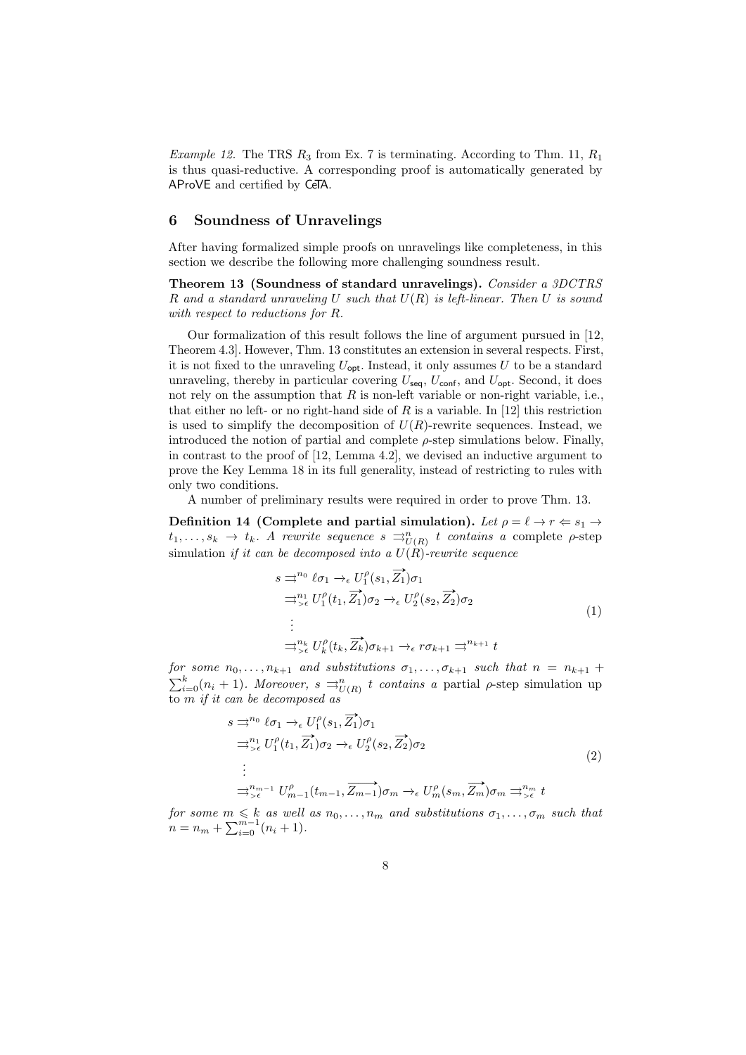*Example 12.* The TRS $R_3$ from Ex. 7 is terminating. According to Thm. 11, $R_1$ is thus quasi-reductive. A corresponding proof is automatically generated by AProVE and certified by CeTA.

## 6 Soundness of Unravelings

After having formalized simple proofs on unravelings like completeness, in this section we describe the following more challenging soundness result.

**Theorem 13 (Soundness of standard unravelings).** *Consider a 3DCTRS $R$ and a standard unraveling $U$ such that $U(R)$ is left-linear. Then $U$ is sound with respect to reductions for $R$.*

Our formalization of this result follows the line of argument pursued in [12, Theorem 4.3]. However, Thm. 13 constitutes an extension in several respects. First, it is not fixed to the unraveling $U_{\mathsf{opt}}$. Instead, it only assumes $U$ to be a standard unraveling, thereby in particular covering $U_{\mathsf{seq}}$, $U_{\mathsf{conf}}$, and $U_{\mathsf{opt}}$. Second, it does not rely on the assumption that $R$ is non-left variable or non-right variable, i.e., that either no left- or no right-hand side of $R$ is a variable. In [12] this restriction is used to simplify the decomposition of $U(R)$-rewrite sequences. Instead, we introduced the notion of partial and complete $\rho$-step simulations below. Finally, in contrast to the proof of [12, Lemma 4.2], we devised an inductive argument to prove the Key Lemma 18 in its full generality, instead of restricting to rules with only two conditions.

A number of preliminary results were required in order to prove Thm. 13.

**Definition 14 (Complete and partial simulation).** *Let $\rho = \ell \to r \Leftarrow s_1 \to t_1, \ldots, s_k \to t_k$. A rewrite sequence $s \rightrightarrows^n_{U(R)} t$ contains a* complete $\rho$-step simulation *if it can be decomposed into a $U(R)$-rewrite sequence*

$$
\begin{aligned}
s &\rightrightarrows^{n_0} \ell\sigma_1 \to_\epsilon U^\rho_1(s_1, \overrightarrow{Z_1})\sigma_1 \\
&\rightrightarrows^{n_1}_{>\epsilon} U^\rho_1(t_1, \overrightarrow{Z_1})\sigma_2 \to_\epsilon U^\rho_2(s_2, \overrightarrow{Z_2})\sigma_2 \\
&\;\vdots \\
&\rightrightarrows^{n_k}_{>\epsilon} U^\rho_k(t_k, \overrightarrow{Z_k})\sigma_{k+1} \to_\epsilon r\sigma_{k+1} \rightrightarrows^{n_{k+1}} t
\end{aligned}
\tag{1}
$$

*for some $n_0, \ldots, n_{k+1}$ and substitutions $\sigma_1, \ldots, \sigma_{k+1}$ such that $n = n_{k+1} + \sum_{i=0}^{k}(n_i + 1)$. Moreover, $s \rightrightarrows^n_{U(R)} t$ contains a* partial $\rho$-step simulation up to $m$ *if it can be decomposed as*

$$
\begin{aligned}
s &\rightrightarrows^{n_0} \ell\sigma_1 \to_\epsilon U^\rho_1(s_1, \overrightarrow{Z_1})\sigma_1 \\
&\rightrightarrows^{n_1}_{>\epsilon} U^\rho_1(t_1, \overrightarrow{Z_1})\sigma_2 \to_\epsilon U^\rho_2(s_2, \overrightarrow{Z_2})\sigma_2 \\
&\;\vdots \\
&\rightrightarrows^{n_{m-1}}_{>\epsilon} U^\rho_{m-1}(t_{m-1}, \overrightarrow{Z_{m-1}})\sigma_m \to_\epsilon U^\rho_m(s_m, \overrightarrow{Z_m})\sigma_m \rightrightarrows^{n_m}_{>\epsilon} t
\end{aligned}
\tag{2}
$$

*for some $m \leqslant k$ as well as $n_0, \ldots, n_m$ and substitutions $\sigma_1, \ldots, \sigma_m$ such that $n = n_m + \sum_{i=0}^{m-1}(n_i + 1)$.*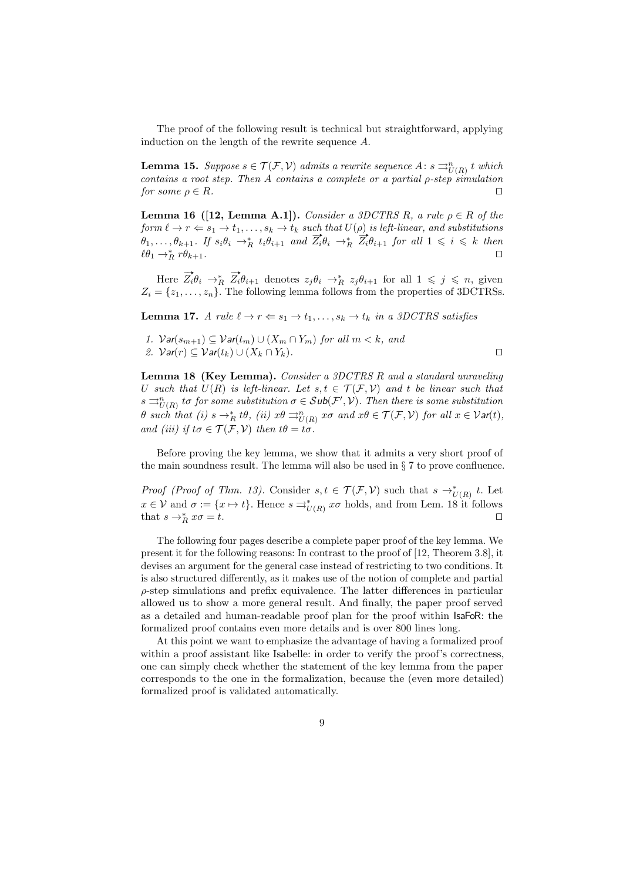The proof of the following result is technical but straightforward, applying induction on the length of the rewrite sequence $A$.

**Lemma 15.** *Suppose $s \in \mathcal{T}(\mathcal{F}, \mathcal{V})$ admits a rewrite sequence $A$: $s \rightrightarrows^n_{U(R)} t$ which contains a root step. Then $A$ contains a complete or a partial $\rho$-step simulation for some $\rho \in R$.* $\square$

**Lemma 16 ([12, Lemma A.1]).** *Consider a 3DCTRS $R$, a rule $\rho \in R$ of the form $\ell \to r \Leftarrow s_1 \to t_1, \ldots, s_k \to t_k$ such that $U(\rho)$ is left-linear, and substitutions $\theta_1, \ldots, \theta_{k+1}$. If $s_i\theta_i \to^*_R t_i\theta_{i+1}$ and $\overrightarrow{Z_i}\theta_i \to^*_R \overrightarrow{Z_i}\theta_{i+1}$ for all $1 \leqslant i \leqslant k$ then $\ell\theta_1 \to^*_R r\theta_{k+1}$.* $\square$

Here $\overrightarrow{Z_i}\theta_i \to^*_R \overrightarrow{Z_i}\theta_{i+1}$ denotes $z_j\theta_i \to^*_R z_j\theta_{i+1}$ for all $1 \leqslant j \leqslant n$, given $Z_i = \{z_1, \ldots, z_n\}$. The following lemma follows from the properties of 3DCTRSs.

**Lemma 17.** *A rule $\ell \to r \Leftarrow s_1 \to t_1, \ldots, s_k \to t_k$ in a 3DCTRS satisfies*

1. *$\mathcal{V}\mathit{ar}(s_{m+1}) \subseteq \mathcal{V}\mathit{ar}(t_m) \cup (X_m \cap Y_m)$ for all $m < k$, and*
2. *$\mathcal{V}\mathit{ar}(r) \subseteq \mathcal{V}\mathit{ar}(t_k) \cup (X_k \cap Y_k)$.* $\square$

**Lemma 18 (Key Lemma).** *Consider a 3DCTRS $R$ and a standard unraveling $U$ such that $U(R)$ is left-linear. Let $s, t \in \mathcal{T}(\mathcal{F}, \mathcal{V})$ and $t$ be linear such that $s \rightrightarrows^n_{U(R)} t\sigma$ for some substitution $\sigma \in \mathcal{S}\mathit{ub}(\mathcal{F}', \mathcal{V})$. Then there is some substitution $\theta$ such that (i) $s \to^*_R t\theta$, (ii) $x\theta \rightrightarrows^n_{U(R)} x\sigma$ and $x\theta \in \mathcal{T}(\mathcal{F}, \mathcal{V})$ for all $x \in \mathcal{V}\mathit{ar}(t)$, and (iii) if $t\sigma \in \mathcal{T}(\mathcal{F}, \mathcal{V})$ then $t\theta = t\sigma$.*

Before proving the key lemma, we show that it admits a very short proof of the main soundness result. The lemma will also be used in § 7 to prove confluence.

*Proof (Proof of Thm. 13).* Consider $s, t \in \mathcal{T}(\mathcal{F}, \mathcal{V})$ such that $s \to^*_{U(R)} t$. Let $x \in \mathcal{V}$ and $\sigma := \{x \mapsto t\}$. Hence $s \rightrightarrows^*_{U(R)} x\sigma$ holds, and from Lem. 18 it follows that $s \to^*_R x\sigma = t$. $\square$

The following four pages describe a complete paper proof of the key lemma. We present it for the following reasons: In contrast to the proof of [12, Theorem 3.8], it devises an argument for the general case instead of restricting to two conditions. It is also structured differently, as it makes use of the notion of complete and partial $\rho$-step simulations and prefix equivalence. The latter differences in particular allowed us to show a more general result. And finally, the paper proof served as a detailed and human-readable proof plan for the proof within IsaFoR: the formalized proof contains even more details and is over 800 lines long.

At this point we want to emphasize the advantage of having a formalized proof within a proof assistant like Isabelle: in order to verify the proof's correctness, one can simply check whether the statement of the key lemma from the paper corresponds to the one in the formalization, because the (even more detailed) formalized proof is validated automatically.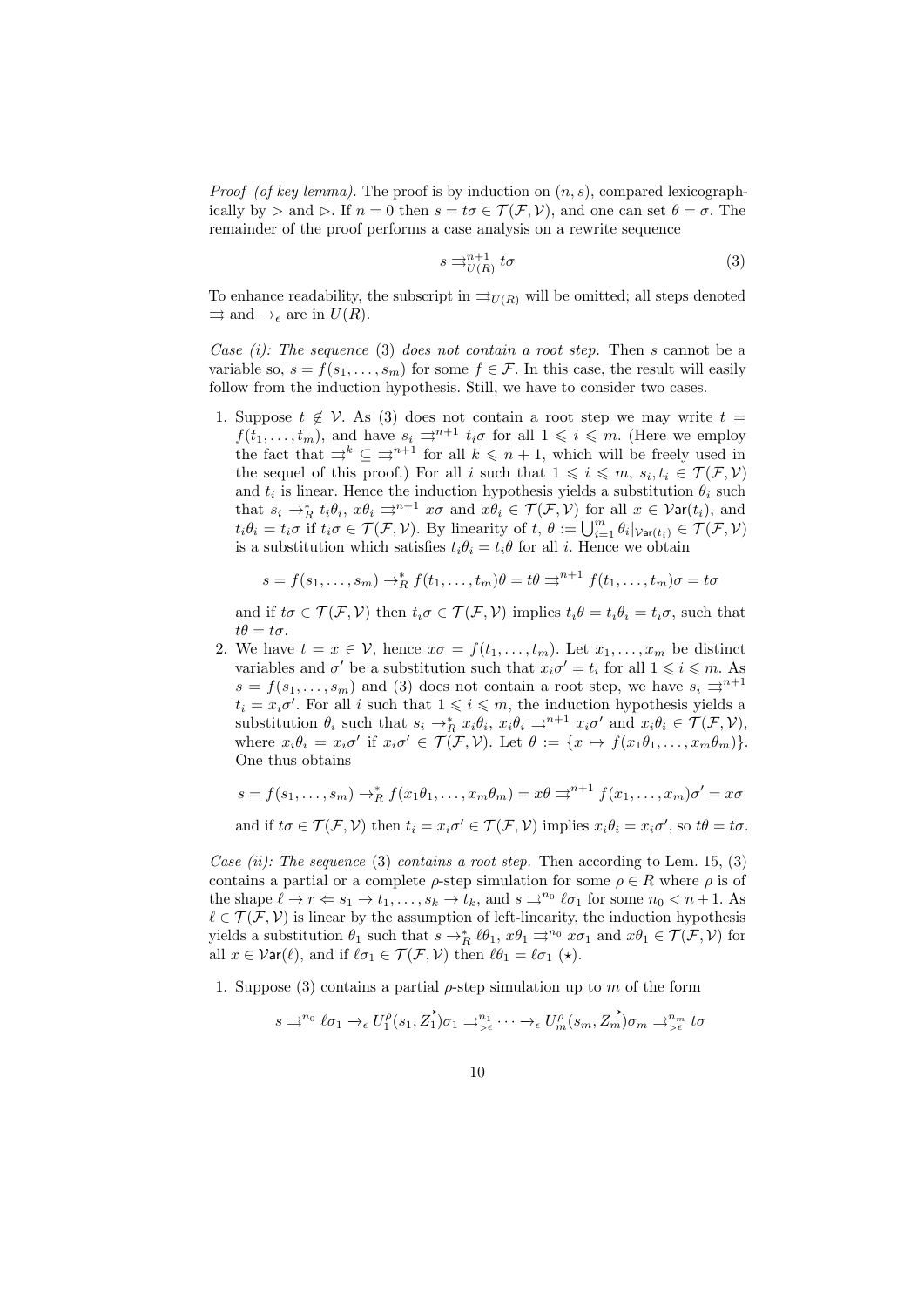*Proof (of key lemma).* The proof is by induction on $(n, s)$, compared lexicographically by $>$ and $\rhd$. If $n = 0$ then $s = t\sigma \in \mathcal{T}(\mathcal{F}, \mathcal{V})$, and one can set $\theta = \sigma$. The remainder of the proof performs a case analysis on a rewrite sequence

$$s \rightrightarrows_{U(R)}^{n+1} t\sigma \tag{3}$$

To enhance readability, the subscript in $\rightrightarrows_{U(R)}$ will be omitted; all steps denoted $\rightrightarrows$ and $\to_\epsilon$ are in $U(R)$.

*Case (i): The sequence* (3) *does not contain a root step.* Then $s$ cannot be a variable so, $s = f(s_1, \ldots, s_m)$ for some $f \in \mathcal{F}$. In this case, the result will easily follow from the induction hypothesis. Still, we have to consider two cases.

1. Suppose $t \notin \mathcal{V}$. As (3) does not contain a root step we may write $t = f(t_1, \ldots, t_m)$, and have $s_i \rightrightarrows^{n+1} t_i\sigma$ for all $1 \leqslant i \leqslant m$. (Here we employ the fact that $\rightrightarrows^k \subseteq \rightrightarrows^{n+1}$ for all $k \leqslant n+1$, which will be freely used in the sequel of this proof.) For all $i$ such that $1 \leqslant i \leqslant m$, $s_i, t_i \in \mathcal{T}(\mathcal{F}, \mathcal{V})$ and $t_i$ is linear. Hence the induction hypothesis yields a substitution $\theta_i$ such that $s_i \to_R^* t_i\theta_i$, $x\theta_i \rightrightarrows^{n+1} x\sigma$ and $x\theta_i \in \mathcal{T}(\mathcal{F}, \mathcal{V})$ for all $x \in \mathcal{V}\mathsf{ar}(t_i)$, and $t_i\theta_i = t_i\sigma$ if $t_i\sigma \in \mathcal{T}(\mathcal{F}, \mathcal{V})$. By linearity of $t$, $\theta := \bigcup_{i=1}^m \theta_i|_{\mathcal{V}\mathsf{ar}(t_i)} \in \mathcal{T}(\mathcal{F}, \mathcal{V})$ is a substitution which satisfies $t_i\theta_i = t_i\theta$ for all $i$. Hence we obtain

   $$s = f(s_1, \ldots, s_m) \to_R^* f(t_1, \ldots, t_m)\theta = t\theta \rightrightarrows^{n+1} f(t_1, \ldots, t_m)\sigma = t\sigma$$

   and if $t\sigma \in \mathcal{T}(\mathcal{F}, \mathcal{V})$ then $t_i\sigma \in \mathcal{T}(\mathcal{F}, \mathcal{V})$ implies $t_i\theta = t_i\theta_i = t_i\sigma$, such that $t\theta = t\sigma$.
2. We have $t = x \in \mathcal{V}$, hence $x\sigma = f(t_1, \ldots, t_m)$. Let $x_1, \ldots, x_m$ be distinct variables and $\sigma'$ be a substitution such that $x_i\sigma' = t_i$ for all $1 \leqslant i \leqslant m$. As $s = f(s_1, \ldots, s_m)$ and (3) does not contain a root step, we have $s_i \rightrightarrows^{n+1} t_i = x_i\sigma'$. For all $i$ such that $1 \leqslant i \leqslant m$, the induction hypothesis yields a substitution $\theta_i$ such that $s_i \to_R^* x_i\theta_i$, $x_i\theta_i \rightrightarrows^{n+1} x_i\sigma'$ and $x_i\theta_i \in \mathcal{T}(\mathcal{F}, \mathcal{V})$, where $x_i\theta_i = x_i\sigma'$ if $x_i\sigma' \in \mathcal{T}(\mathcal{F}, \mathcal{V})$. Let $\theta := \{x \mapsto f(x_1\theta_1, \ldots, x_m\theta_m)\}$. One thus obtains

   $$s = f(s_1, \ldots, s_m) \to_R^* f(x_1\theta_1, \ldots, x_m\theta_m) = x\theta \rightrightarrows^{n+1} f(x_1, \ldots, x_m)\sigma' = x\sigma$$

   and if $t\sigma \in \mathcal{T}(\mathcal{F}, \mathcal{V})$ then $t_i = x_i\sigma' \in \mathcal{T}(\mathcal{F}, \mathcal{V})$ implies $x_i\theta_i = x_i\sigma'$, so $t\theta = t\sigma$.

*Case (ii): The sequence* (3) *contains a root step.* Then according to Lem. 15, (3) contains a partial or a complete $\rho$-step simulation for some $\rho \in R$ where $\rho$ is of the shape $\ell \to r \Leftarrow s_1 \to t_1, \ldots, s_k \to t_k$, and $s \rightrightarrows^{n_0} \ell\sigma_1$ for some $n_0 < n+1$. As $\ell \in \mathcal{T}(\mathcal{F}, \mathcal{V})$ is linear by the assumption of left-linearity, the induction hypothesis yields a substitution $\theta_1$ such that $s \to_R^* \ell\theta_1$, $x\theta_1 \rightrightarrows^{n_0} x\sigma_1$ and $x\theta_1 \in \mathcal{T}(\mathcal{F}, \mathcal{V})$ for all $x \in \mathcal{V}\mathsf{ar}(\ell)$, and if $\ell\sigma_1 \in \mathcal{T}(\mathcal{F}, \mathcal{V})$ then $\ell\theta_1 = \ell\sigma_1$ ($\star$).

1. Suppose (3) contains a partial $\rho$-step simulation up to $m$ of the form

   $$s \rightrightarrows^{n_0} \ell\sigma_1 \to_\epsilon U_1^\rho(s_1, \overrightarrow{Z_1})\sigma_1 \rightrightarrows_{>\epsilon}^{n_1} \cdots \to_\epsilon U_m^\rho(s_m, \overrightarrow{Z_m})\sigma_m \rightrightarrows_{>\epsilon}^{n_m} t\sigma$$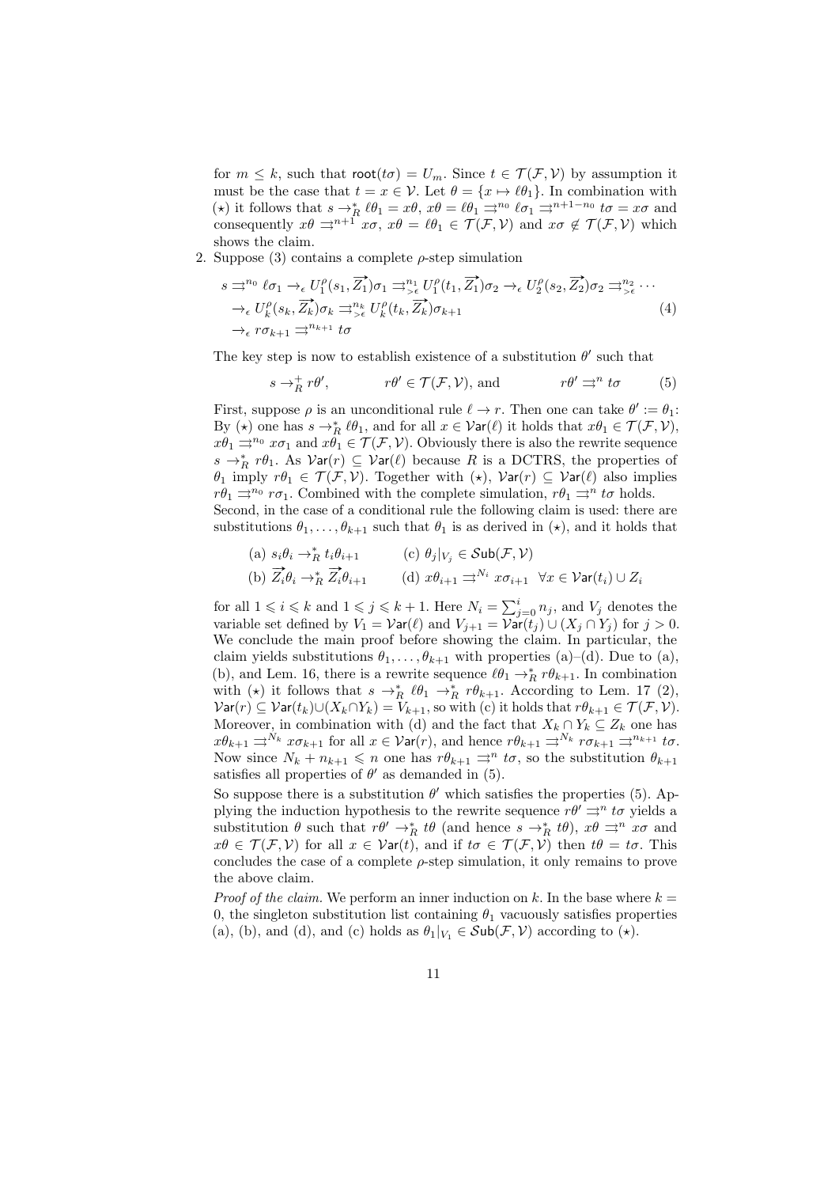for $m \leq k$, such that $\mathsf{root}(t\sigma) = U_m$. Since $t \in \mathcal{T}(\mathcal{F}, \mathcal{V})$ by assumption it must be the case that $t = x \in \mathcal{V}$. Let $\theta = \{x \mapsto \ell\theta_1\}$. In combination with ($\star$) it follows that $s \to_R^* \ell\theta_1 = x\theta$, $x\theta = \ell\theta_1 \rightrightarrows^{n_0} \ell\sigma_1 \rightrightarrows^{n+1-n_0} t\sigma = x\sigma$ and consequently $x\theta \rightrightarrows^{n+1} x\sigma$, $x\theta = \ell\theta_1 \in \mathcal{T}(\mathcal{F}, \mathcal{V})$ and $x\sigma \notin \mathcal{T}(\mathcal{F}, \mathcal{V})$ which shows the claim.

2. Suppose (3) contains a complete $\rho$-step simulation

$$
\begin{aligned}
&s \rightrightarrows^{n_0} \ell\sigma_1 \to_\epsilon U_1^\rho(s_1, \overrightarrow{Z_1})\sigma_1 \rightrightarrows^{n_1}_{>\epsilon} U_1^\rho(t_1, \overrightarrow{Z_1})\sigma_2 \to_\epsilon U_2^\rho(s_2, \overrightarrow{Z_2})\sigma_2 \rightrightarrows^{n_2}_{>\epsilon} \cdots \\
&\to_\epsilon U_k^\rho(s_k, \overrightarrow{Z_k})\sigma_k \rightrightarrows^{n_k}_{>\epsilon} U_k^\rho(t_k, \overrightarrow{Z_k})\sigma_{k+1} \\
&\to_\epsilon r\sigma_{k+1} \rightrightarrows^{n_{k+1}} t\sigma
\end{aligned}
\tag{4}
$$

The key step is now to establish existence of a substitution $\theta'$ such that

$$
s \to_R^+ r\theta', \qquad r\theta' \in \mathcal{T}(\mathcal{F}, \mathcal{V}), \text{ and} \qquad r\theta' \rightrightarrows^n t\sigma \tag{5}
$$

First, suppose $\rho$ is an unconditional rule $\ell \to r$. Then one can take $\theta' := \theta_1$: By ($\star$) one has $s \to_R^* \ell\theta_1$, and for all $x \in \mathcal{V}\mathsf{ar}(\ell)$ it holds that $x\theta_1 \in \mathcal{T}(\mathcal{F}, \mathcal{V})$, $x\theta_1 \rightrightarrows^{n_0} x\sigma_1$ and $x\theta_1 \in \mathcal{T}(\mathcal{F}, \mathcal{V})$. Obviously there is also the rewrite sequence $s \to_R^* r\theta_1$. As $\mathcal{V}\mathsf{ar}(r) \subseteq \mathcal{V}\mathsf{ar}(\ell)$ because $R$ is a DCTRS, the properties of $\theta_1$ imply $r\theta_1 \in \mathcal{T}(\mathcal{F}, \mathcal{V})$. Together with ($\star$), $\mathcal{V}\mathsf{ar}(r) \subseteq \mathcal{V}\mathsf{ar}(\ell)$ also implies $r\theta_1 \rightrightarrows^{n_0} r\sigma_1$. Combined with the complete simulation, $r\theta_1 \rightrightarrows^n t\sigma$ holds.
Second, in the case of a conditional rule the following claim is used: there are substitutions $\theta_1, \ldots, \theta_{k+1}$ such that $\theta_1$ is as derived in ($\star$), and it holds that

(a) $s_i\theta_i \to_R^* t_i\theta_{i+1}$ (c) $\theta_j|_{V_j} \in \mathcal{S}\mathsf{ub}(\mathcal{F}, \mathcal{V})$
(b) $\overrightarrow{Z_i}\theta_i \to_R^* \overrightarrow{Z_i}\theta_{i+1}$ (d) $x\theta_{i+1} \rightrightarrows^{N_i} x\sigma_{i+1} \;\; \forall x \in \mathcal{V}\mathsf{ar}(t_i) \cup Z_i$

for all $1 \leqslant i \leqslant k$ and $1 \leqslant j \leqslant k+1$. Here $N_i = \sum_{j=0}^{i} n_j$, and $V_j$ denotes the variable set defined by $V_1 = \mathcal{V}\mathsf{ar}(\ell)$ and $V_{j+1} = \mathcal{V}\mathsf{ar}(t_j) \cup (X_j \cap Y_j)$ for $j > 0$. We conclude the main proof before showing the claim. In particular, the claim yields substitutions $\theta_1, \ldots, \theta_{k+1}$ with properties (a)–(d). Due to (a), (b), and Lem. 16, there is a rewrite sequence $\ell\theta_1 \to_R^* r\theta_{k+1}$. In combination with ($\star$) it follows that $s \to_R^* \ell\theta_1 \to_R^* r\theta_{k+1}$. According to Lem. 17 (2), $\mathcal{V}\mathsf{ar}(r) \subseteq \mathcal{V}\mathsf{ar}(t_k) \cup (X_k \cap Y_k) = V_{k+1}$, so with (c) it holds that $r\theta_{k+1} \in \mathcal{T}(\mathcal{F}, \mathcal{V})$. Moreover, in combination with (d) and the fact that $X_k \cap Y_k \subseteq Z_k$ one has $x\theta_{k+1} \rightrightarrows^{N_k} x\sigma_{k+1}$ for all $x \in \mathcal{V}\mathsf{ar}(r)$, and hence $r\theta_{k+1} \rightrightarrows^{N_k} r\sigma_{k+1} \rightrightarrows^{n_{k+1}} t\sigma$. Now since $N_k + n_{k+1} \leqslant n$ one has $r\theta_{k+1} \rightrightarrows^n t\sigma$, so the substitution $\theta_{k+1}$ satisfies all properties of $\theta'$ as demanded in (5).
So suppose there is a substitution $\theta'$ which satisfies the properties (5). Applying the induction hypothesis to the rewrite sequence $r\theta' \rightrightarrows^n t\sigma$ yields a substitution $\theta$ such that $r\theta' \to_R^* t\theta$ (and hence $s \to_R^* t\theta$), $x\theta \rightrightarrows^n x\sigma$ and $x\theta \in \mathcal{T}(\mathcal{F}, \mathcal{V})$ for all $x \in \mathcal{V}\mathsf{ar}(t)$, and if $t\sigma \in \mathcal{T}(\mathcal{F}, \mathcal{V})$ then $t\theta = t\sigma$. This concludes the case of a complete $\rho$-step simulation, it only remains to prove the above claim.
*Proof of the claim.* We perform an inner induction on $k$. In the base where $k = 0$, the singleton substitution list containing $\theta_1$ vacuously satisfies properties (a), (b), and (d), and (c) holds as $\theta_1|_{V_1} \in \mathcal{S}\mathsf{ub}(\mathcal{F}, \mathcal{V})$ according to ($\star$).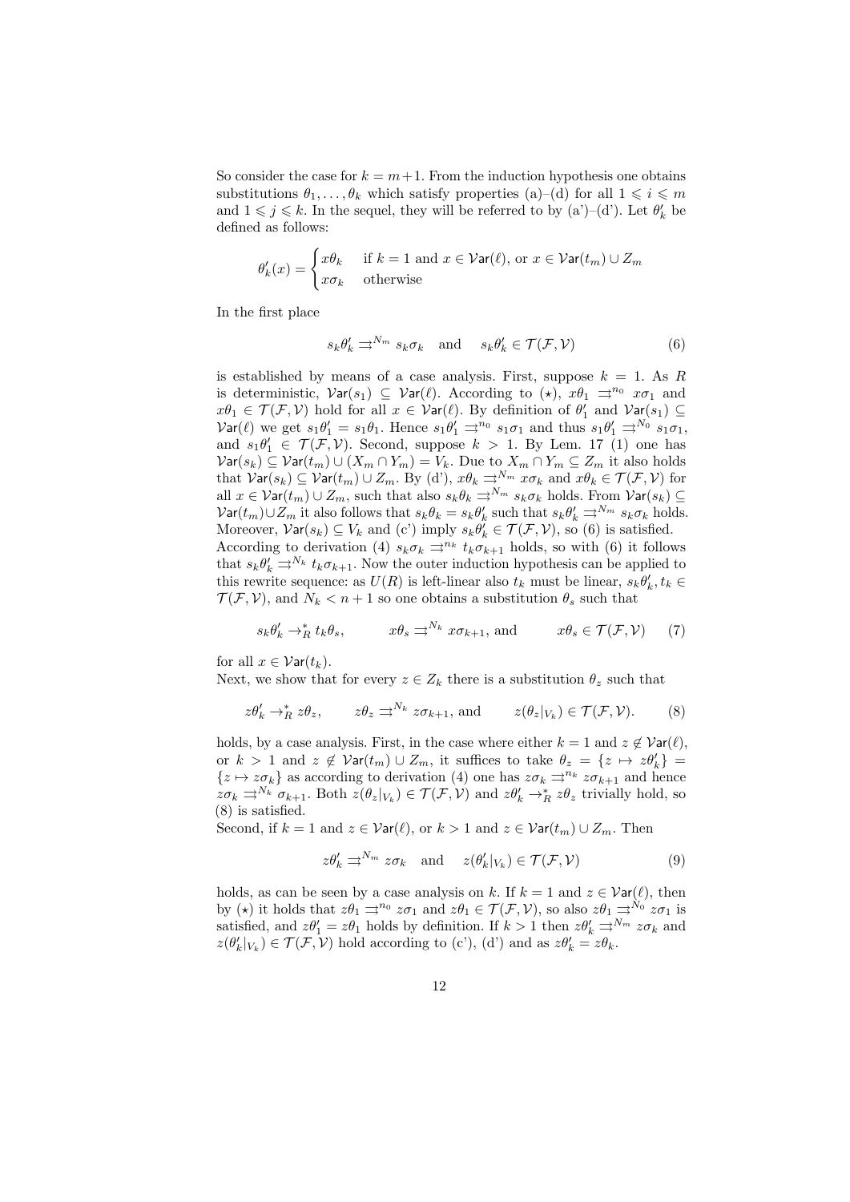So consider the case for $k = m+1$. From the induction hypothesis one obtains substitutions $\theta_1, \ldots, \theta_k$ which satisfy properties (a)–(d) for all $1 \leqslant i \leqslant m$ and $1 \leqslant j \leqslant k$. In the sequel, they will be referred to by (a')–(d'). Let $\theta'_k$ be defined as follows:

$$\theta'_k(x) = \begin{cases} x\theta_k & \text{if } k = 1 \text{ and } x \in \mathcal{V}\mathsf{ar}(\ell), \text{ or } x \in \mathcal{V}\mathsf{ar}(t_m) \cup Z_m \\ x\sigma_k & \text{otherwise} \end{cases}$$

In the first place

$$s_k\theta'_k \rightrightarrows^{N_m} s_k\sigma_k \quad \text{and} \quad s_k\theta'_k \in \mathcal{T}(\mathcal{F}, \mathcal{V}) \tag{6}$$

is established by means of a case analysis. First, suppose $k = 1$. As $R$ is deterministic, $\mathcal{V}\mathsf{ar}(s_1) \subseteq \mathcal{V}\mathsf{ar}(\ell)$. According to ($\star$), $x\theta_1 \rightrightarrows^{n_0} x\sigma_1$ and $x\theta_1 \in \mathcal{T}(\mathcal{F}, \mathcal{V})$ hold for all $x \in \mathcal{V}\mathsf{ar}(\ell)$. By definition of $\theta'_1$ and $\mathcal{V}\mathsf{ar}(s_1) \subseteq \mathcal{V}\mathsf{ar}(\ell)$ we get $s_1\theta'_1 = s_1\theta_1$. Hence $s_1\theta'_1 \rightrightarrows^{n_0} s_1\sigma_1$ and thus $s_1\theta'_1 \rightrightarrows^{N_0} s_1\sigma_1$, and $s_1\theta'_1 \in \mathcal{T}(\mathcal{F}, \mathcal{V})$. Second, suppose $k > 1$. By Lem. 17 (1) one has $\mathcal{V}\mathsf{ar}(s_k) \subseteq \mathcal{V}\mathsf{ar}(t_m) \cup (X_m \cap Y_m) = V_k$. Due to $X_m \cap Y_m \subseteq Z_m$ it also holds that $\mathcal{V}\mathsf{ar}(s_k) \subseteq \mathcal{V}\mathsf{ar}(t_m) \cup Z_m$. By (d'), $x\theta_k \rightrightarrows^{N_m} x\sigma_k$ and $x\theta_k \in \mathcal{T}(\mathcal{F}, \mathcal{V})$ for all $x \in \mathcal{V}\mathsf{ar}(t_m) \cup Z_m$, such that also $s_k\theta_k \rightrightarrows^{N_m} s_k\sigma_k$ holds. From $\mathcal{V}\mathsf{ar}(s_k) \subseteq \mathcal{V}\mathsf{ar}(t_m) \cup Z_m$ it also follows that $s_k\theta_k = s_k\theta'_k$ such that $s_k\theta'_k \rightrightarrows^{N_m} s_k\sigma_k$ holds. Moreover, $\mathcal{V}\mathsf{ar}(s_k) \subseteq V_k$ and (c') imply $s_k\theta'_k \in \mathcal{T}(\mathcal{F}, \mathcal{V})$, so (6) is satisfied.
According to derivation (4) $s_k\sigma_k \rightrightarrows^{n_k} t_k\sigma_{k+1}$ holds, so with (6) it follows that $s_k\theta'_k \rightrightarrows^{N_k} t_k\sigma_{k+1}$. Now the outer induction hypothesis can be applied to this rewrite sequence: as $U(R)$ is left-linear also $t_k$ must be linear, $s_k\theta'_k, t_k \in \mathcal{T}(\mathcal{F}, \mathcal{V})$, and $N_k < n+1$ so one obtains a substitution $\theta_s$ such that

$$s_k\theta'_k \rightarrow_R^* t_k\theta_s, \qquad x\theta_s \rightrightarrows^{N_k} x\sigma_{k+1}, \text{ and} \qquad x\theta_s \in \mathcal{T}(\mathcal{F}, \mathcal{V}) \tag{7}$$

for all $x \in \mathcal{V}\mathsf{ar}(t_k)$.
Next, we show that for every $z \in Z_k$ there is a substitution $\theta_z$ such that

$$z\theta'_k \rightarrow_R^* z\theta_z, \qquad z\theta_z \rightrightarrows^{N_k} z\sigma_{k+1}, \text{ and} \qquad z(\theta_z|_{V_k}) \in \mathcal{T}(\mathcal{F}, \mathcal{V}). \tag{8}$$

holds, by a case analysis. First, in the case where either $k = 1$ and $z \notin \mathcal{V}\mathsf{ar}(\ell)$, or $k > 1$ and $z \notin \mathcal{V}\mathsf{ar}(t_m) \cup Z_m$, it suffices to take $\theta_z = \{z \mapsto z\theta'_k\} = \{z \mapsto z\sigma_k\}$ as according to derivation (4) one has $z\sigma_k \rightrightarrows^{n_k} z\sigma_{k+1}$ and hence $z\sigma_k \rightrightarrows^{N_k} \sigma_{k+1}$. Both $z(\theta_z|_{V_k}) \in \mathcal{T}(\mathcal{F}, \mathcal{V})$ and $z\theta'_k \rightarrow_R^* z\theta_z$ trivially hold, so (8) is satisfied.
Second, if $k = 1$ and $z \in \mathcal{V}\mathsf{ar}(\ell)$, or $k > 1$ and $z \in \mathcal{V}\mathsf{ar}(t_m) \cup Z_m$. Then

$$z\theta'_k \rightrightarrows^{N_m} z\sigma_k \quad \text{and} \quad z(\theta'_k|_{V_k}) \in \mathcal{T}(\mathcal{F}, \mathcal{V}) \tag{9}$$

holds, as can be seen by a case analysis on $k$. If $k = 1$ and $z \in \mathcal{V}\mathsf{ar}(\ell)$, then by ($\star$) it holds that $z\theta_1 \rightrightarrows^{n_0} z\sigma_1$ and $z\theta_1 \in \mathcal{T}(\mathcal{F}, \mathcal{V})$, so also $z\theta_1 \rightrightarrows^{N_0} z\sigma_1$ is satisfied, and $z\theta'_1 = z\theta_1$ holds by definition. If $k > 1$ then $z\theta'_k \rightrightarrows^{N_m} z\sigma_k$ and $z(\theta'_k|_{V_k}) \in \mathcal{T}(\mathcal{F}, \mathcal{V})$ hold according to (c'), (d') and as $z\theta'_k = z\theta_k$.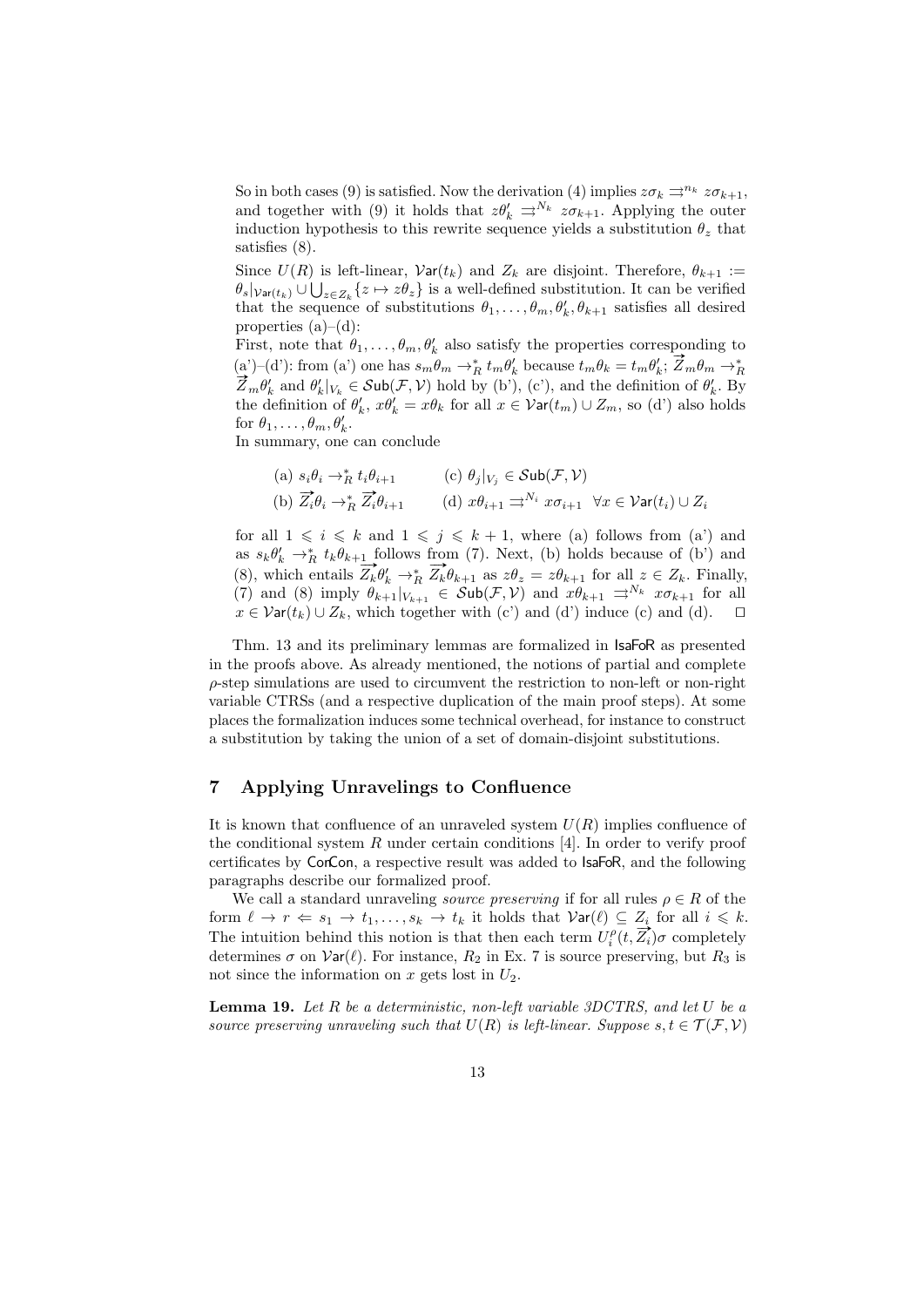So in both cases (9) is satisfied. Now the derivation (4) implies $z\sigma_k \rightrightarrows^{n_k} z\sigma_{k+1}$, and together with (9) it holds that $z\theta'_k \rightrightarrows^{N_k} z\sigma_{k+1}$. Applying the outer induction hypothesis to this rewrite sequence yields a substitution $\theta_z$ that satisfies (8).

Since $U(R)$ is left-linear, $\mathcal{V}\mathsf{ar}(t_k)$ and $Z_k$ are disjoint. Therefore, $\theta_{k+1} := \theta_s|_{\mathcal{V}\mathsf{ar}(t_k)} \cup \bigcup_{z \in Z_k} \{z \mapsto z\theta_z\}$ is a well-defined substitution. It can be verified that the sequence of substitutions $\theta_1, \ldots, \theta_m, \theta'_k, \theta_{k+1}$ satisfies all desired properties (a)–(d):

First, note that $\theta_1, \ldots, \theta_m, \theta'_k$ also satisfy the properties corresponding to (a')–(d'): from (a') one has $s_m\theta_m \to_R^* t_m\theta'_k$ because $t_m\theta_k = t_m\theta'_k$; $\overrightarrow{Z}_m\theta_m \to_R^* \overrightarrow{Z}_m\theta'_k$ and $\theta'_k|_{V_k} \in \mathcal{S}\mathsf{ub}(\mathcal{F}, \mathcal{V})$ hold by (b'), (c'), and the definition of $\theta'_k$. By the definition of $\theta'_k$, $x\theta'_k = x\theta_k$ for all $x \in \mathcal{V}\mathsf{ar}(t_m) \cup Z_m$, so (d') also holds for $\theta_1, \ldots, \theta_m, \theta'_k$.

In summary, one can conclude

(a) $s_i\theta_i \to_R^* t_i\theta_{i+1}$ (c) $\theta_j|_{V_j} \in \mathcal{S}\mathsf{ub}(\mathcal{F}, \mathcal{V})$

(b) $\overrightarrow{Z_i}\theta_i \to_R^* \overrightarrow{Z_i}\theta_{i+1}$ (d) $x\theta_{i+1} \rightrightarrows^{N_i} x\sigma_{i+1}$ $\forall x \in \mathcal{V}\mathsf{ar}(t_i) \cup Z_i$

for all $1 \leqslant i \leqslant k$ and $1 \leqslant j \leqslant k+1$, where (a) follows from (a') and as $s_k\theta'_k \to_R^* t_k\theta_{k+1}$ follows from (7). Next, (b) holds because of (b') and (8), which entails $\overrightarrow{Z_k}\theta'_k \to_R^* \overrightarrow{Z_k}\theta_{k+1}$ as $z\theta_z = z\theta_{k+1}$ for all $z \in Z_k$. Finally, (7) and (8) imply $\theta_{k+1}|_{V_{k+1}} \in \mathcal{S}\mathsf{ub}(\mathcal{F}, \mathcal{V})$ and $x\theta_{k+1} \rightrightarrows^{N_k} x\sigma_{k+1}$ for all $x \in \mathcal{V}\mathsf{ar}(t_k) \cup Z_k$, which together with (c') and (d') induce (c) and (d). $\square$

Thm. 13 and its preliminary lemmas are formalized in IsaFoR as presented in the proofs above. As already mentioned, the notions of partial and complete $\rho$-step simulations are used to circumvent the restriction to non-left or non-right variable CTRSs (and a respective duplication of the main proof steps). At some places the formalization induces some technical overhead, for instance to construct a substitution by taking the union of a set of domain-disjoint substitutions.

## 7 Applying Unravelings to Confluence

It is known that confluence of an unraveled system $U(R)$ implies confluence of the conditional system $R$ under certain conditions [4]. In order to verify proof certificates by CorCon, a respective result was added to IsaFoR, and the following paragraphs describe our formalized proof.

We call a standard unraveling *source preserving* if for all rules $\rho \in R$ of the form $\ell \to r \Leftarrow s_1 \to t_1, \ldots, s_k \to t_k$ it holds that $\mathcal{V}\mathsf{ar}(\ell) \subseteq Z_i$ for all $i \leqslant k$. The intuition behind this notion is that then each term $U_i^\rho(t, \overrightarrow{Z_i})\sigma$ completely determines $\sigma$ on $\mathcal{V}\mathsf{ar}(\ell)$. For instance, $R_2$ in Ex. 7 is source preserving, but $R_3$ is not since the information on $x$ gets lost in $U_2$.

**Lemma 19.** *Let $R$ be a deterministic, non-left variable 3DCTRS, and let $U$ be a source preserving unraveling such that $U(R)$ is left-linear. Suppose $s, t \in \mathcal{T}(\mathcal{F}, \mathcal{V})$*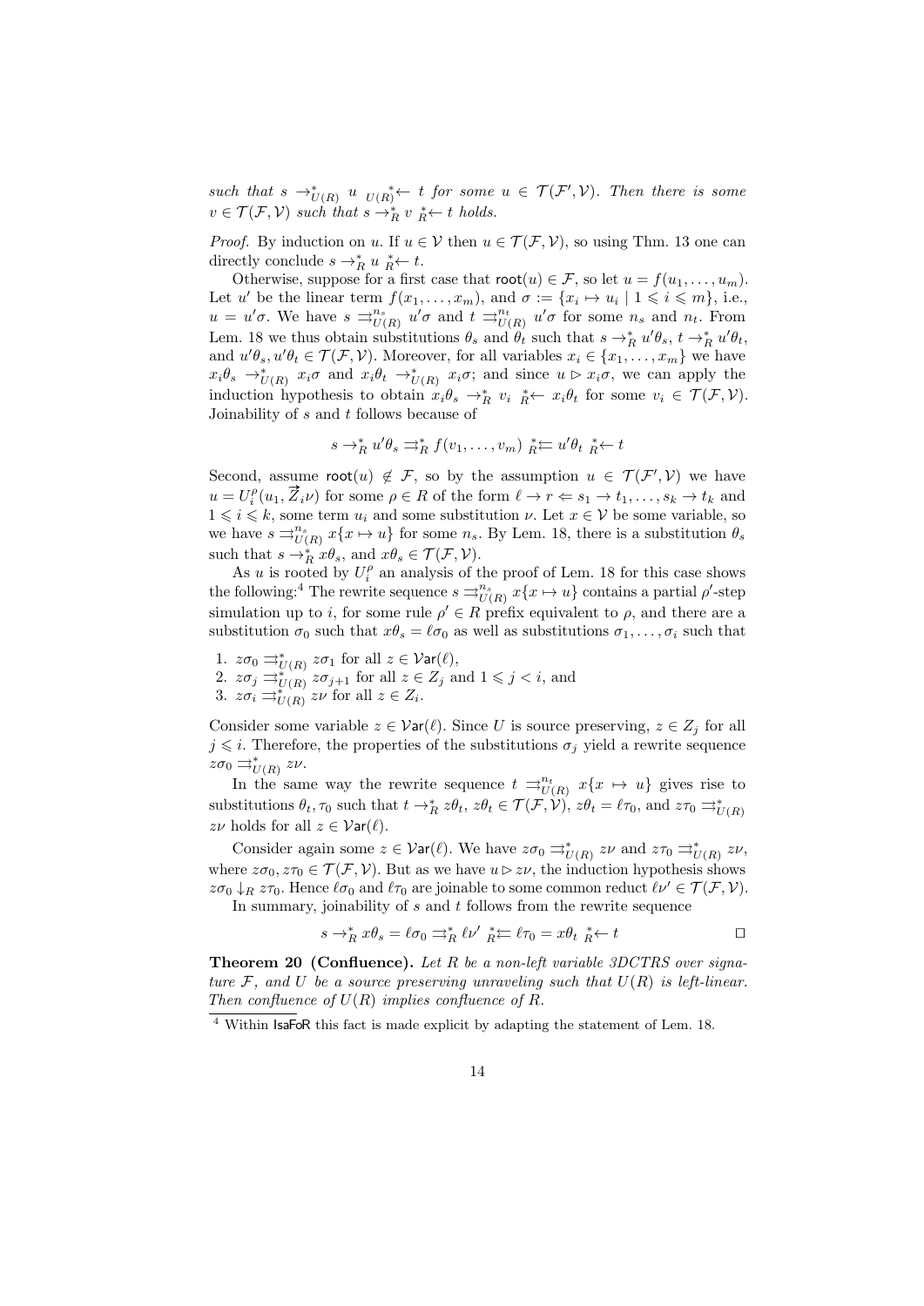*such that* $s \to^*_{U(R)} u \;{}_{U(R)}^{*}\!\!\leftarrow t$ *for some* $u \in \mathcal{T}(\mathcal{F}', \mathcal{V})$*. Then there is some* $v \in \mathcal{T}(\mathcal{F}, \mathcal{V})$ *such that* $s \to^*_R v \;{}_R^*\!\!\leftarrow t$ *holds.*

*Proof.* By induction on $u$. If $u \in \mathcal{V}$ then $u \in \mathcal{T}(\mathcal{F}, \mathcal{V})$, so using Thm. 13 one can directly conclude $s \to^*_R u \;{}_R^*\!\!\leftarrow t$.

Otherwise, suppose for a first case that $\mathsf{root}(u) \in \mathcal{F}$, so let $u = f(u_1, \ldots, u_m)$. Let $u'$ be the linear term $f(x_1, \ldots, x_m)$, and $\sigma := \{x_i \mapsto u_i \mid 1 \leqslant i \leqslant m\}$, i.e., $u = u'\sigma$. We have $s \rightrightarrows^{n_s}_{U(R)} u'\sigma$ and $t \rightrightarrows^{n_t}_{U(R)} u'\sigma$ for some $n_s$ and $n_t$. From Lem. 18 we thus obtain substitutions $\theta_s$ and $\theta_t$ such that $s \to^*_R u'\theta_s$, $t \to^*_R u'\theta_t$, and $u'\theta_s, u'\theta_t \in \mathcal{T}(\mathcal{F}, \mathcal{V})$. Moreover, for all variables $x_i \in \{x_1, \ldots, x_m\}$ we have $x_i\theta_s \to^*_{U(R)} x_i\sigma$ and $x_i\theta_t \to^*_{U(R)} x_i\sigma$; and since $u \rhd x_i\sigma$, we can apply the induction hypothesis to obtain $x_i\theta_s \to^*_R v_i \;{}_R^*\!\!\leftarrow x_i\theta_t$ for some $v_i \in \mathcal{T}(\mathcal{F}, \mathcal{V})$. Joinability of $s$ and $t$ follows because of

$$s \to^*_R u'\theta_s \rightrightarrows^*_R f(v_1, \ldots, v_m) \;{}_R^*\!\!\leftleftarrows u'\theta_t \;{}_R^*\!\!\leftarrow t$$

Second, assume $\mathsf{root}(u) \notin \mathcal{F}$, so by the assumption $u \in \mathcal{T}(\mathcal{F}', \mathcal{V})$ we have $u = U_i^\rho(u_1, \vec{Z}_i\nu)$ for some $\rho \in R$ of the form $\ell \to r \Leftarrow s_1 \to t_1, \ldots, s_k \to t_k$ and $1 \leqslant i \leqslant k$, some term $u_i$ and some substitution $\nu$. Let $x \in \mathcal{V}$ be some variable, so we have $s \rightrightarrows^{n_s}_{U(R)} x\{x \mapsto u\}$ for some $n_s$. By Lem. 18, there is a substitution $\theta_s$ such that $s \to^*_R x\theta_s$, and $x\theta_s \in \mathcal{T}(\mathcal{F}, \mathcal{V})$.

As $u$ is rooted by $U_i^\rho$ an analysis of the proof of Lem. 18 for this case shows the following:[4] The rewrite sequence $s \rightrightarrows^{n_s}_{U(R)} x\{x \mapsto u\}$ contains a partial $\rho'$-step simulation up to $i$, for some rule $\rho' \in R$ prefix equivalent to $\rho$, and there are a substitution $\sigma_0$ such that $x\theta_s = \ell\sigma_0$ as well as substitutions $\sigma_1, \ldots, \sigma_i$ such that

1. $z\sigma_0 \rightrightarrows^*_{U(R)} z\sigma_1$ for all $z \in \mathcal{V}\mathsf{ar}(\ell)$,
2. $z\sigma_j \rightrightarrows^*_{U(R)} z\sigma_{j+1}$ for all $z \in Z_j$ and $1 \leqslant j < i$, and
3. $z\sigma_i \rightrightarrows^*_{U(R)} z\nu$ for all $z \in Z_i$.

Consider some variable $z \in \mathcal{V}\mathsf{ar}(\ell)$. Since $U$ is source preserving, $z \in Z_j$ for all $j \leqslant i$. Therefore, the properties of the substitutions $\sigma_j$ yield a rewrite sequence $z\sigma_0 \rightrightarrows^*_{U(R)} z\nu$.

In the same way the rewrite sequence $t \rightrightarrows^{n_t}_{U(R)} x\{x \mapsto u\}$ gives rise to substitutions $\theta_t, \tau_0$ such that $t \to^*_R z\theta_t$, $z\theta_t \in \mathcal{T}(\mathcal{F}, \mathcal{V})$, $z\theta_t = \ell\tau_0$, and $z\tau_0 \rightrightarrows^*_{U(R)} z\nu$ holds for all $z \in \mathcal{V}\mathsf{ar}(\ell)$.

Consider again some $z \in \mathcal{V}\mathsf{ar}(\ell)$. We have $z\sigma_0 \rightrightarrows^*_{U(R)} z\nu$ and $z\tau_0 \rightrightarrows^*_{U(R)} z\nu$, where $z\sigma_0, z\tau_0 \in \mathcal{T}(\mathcal{F}, \mathcal{V})$. But as we have $u \rhd z\nu$, the induction hypothesis shows $z\sigma_0 \downarrow_R z\tau_0$. Hence $\ell\sigma_0$ and $\ell\tau_0$ are joinable to some common reduct $\ell\nu' \in \mathcal{T}(\mathcal{F}, \mathcal{V})$.

In summary, joinability of $s$ and $t$ follows from the rewrite sequence

$$s \to^*_R x\theta_s = \ell\sigma_0 \rightrightarrows^*_R \ell\nu' \;{}_R^*\!\!\leftleftarrows \ell\tau_0 = x\theta_t \;{}_R^*\!\!\leftarrow t \qquad \square$$

**Theorem 20 (Confluence).** *Let* $R$ *be a non-left variable 3DCTRS over signature* $\mathcal{F}$*, and* $U$ *be a source preserving unraveling such that* $U(R)$ *is left-linear. Then confluence of* $U(R)$ *implies confluence of* $R$*.*

[4] Within IsaFoR this fact is made explicit by adapting the statement of Lem. 18.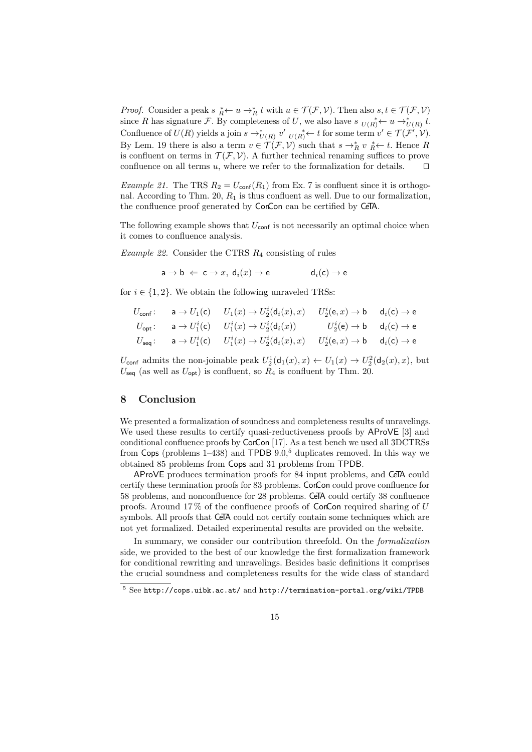*Proof.* Consider a peak $s \; {}_R^*\!\!\leftarrow u \rightarrow_R^* t$ with $u \in \mathcal{T}(\mathcal{F}, \mathcal{V})$. Then also $s, t \in \mathcal{T}(\mathcal{F}, \mathcal{V})$ since $R$ has signature $\mathcal{F}$. By completeness of $U$, we also have $s \; {}_{U(R)}^{\;\;*}\!\!\leftarrow u \rightarrow_{U(R)}^* t$. Confluence of $U(R)$ yields a join $s \rightarrow_{U(R)}^* v' \; {}_{U(R)}^{\;\;*}\!\!\leftarrow t$ for some term $v' \in \mathcal{T}(\mathcal{F}', \mathcal{V})$. By Lem. 19 there is also a term $v \in \mathcal{T}(\mathcal{F}, \mathcal{V})$ such that $s \rightarrow_R^* v \; {}_R^*\!\!\leftarrow t$. Hence $R$ is confluent on terms in $\mathcal{T}(\mathcal{F}, \mathcal{V})$. A further technical renaming suffices to prove confluence on all terms $u$, where we refer to the formalization for details. ◻

*Example 21.* The TRS $R_2 = U_{\mathsf{conf}}(R_1)$ from Ex. 7 is confluent since it is orthogonal. According to Thm. 20, $R_1$ is thus confluent as well. Due to our formalization, the confluence proof generated by ConCon can be certified by CeTA.

The following example shows that $U_{\mathsf{conf}}$ is not necessarily an optimal choice when it comes to confluence analysis.

*Example 22.* Consider the CTRS $R_4$ consisting of rules

$$\mathsf{a} \rightarrow \mathsf{b} \;\Leftarrow\; \mathsf{c} \rightarrow x,\; \mathsf{d}_i(x) \rightarrow \mathsf{e} \qquad\qquad \mathsf{d}_i(\mathsf{c}) \rightarrow \mathsf{e}$$

for $i \in \{1, 2\}$. We obtain the following unraveled TRSs:

$$\begin{array}{lllll}
U_{\mathsf{conf}}: & \mathsf{a} \rightarrow U_1(\mathsf{c}) & U_1(x) \rightarrow U_2^i(\mathsf{d}_i(x), x) & U_2^i(\mathsf{e}, x) \rightarrow \mathsf{b} & \mathsf{d}_i(\mathsf{c}) \rightarrow \mathsf{e} \\
U_{\mathsf{opt}}: & \mathsf{a} \rightarrow U_1^i(\mathsf{c}) & U_1^i(x) \rightarrow U_2^i(\mathsf{d}_i(x)) & U_2^i(\mathsf{e}) \rightarrow \mathsf{b} & \mathsf{d}_i(\mathsf{c}) \rightarrow \mathsf{e} \\
U_{\mathsf{seq}}: & \mathsf{a} \rightarrow U_1^i(\mathsf{c}) & U_1^i(x) \rightarrow U_2^i(\mathsf{d}_i(x), x) & U_2^i(\mathsf{e}, x) \rightarrow \mathsf{b} & \mathsf{d}_i(\mathsf{c}) \rightarrow \mathsf{e}
\end{array}$$

$U_{\mathsf{conf}}$ admits the non-joinable peak $U_2^1(\mathsf{d}_1(x), x) \leftarrow U_1(x) \rightarrow U_2^2(\mathsf{d}_2(x), x)$, but $U_{\mathsf{seq}}$ (as well as $U_{\mathsf{opt}}$) is confluent, so $R_4$ is confluent by Thm. 20.

## 8 Conclusion

We presented a formalization of soundness and completeness results of unravelings. We used these results to certify quasi-reductiveness proofs by AProVE [3] and conditional confluence proofs by ConCon [17]. As a test bench we used all 3DCTRSs from Cops (problems 1–438) and TPDB 9.0,[5] duplicates removed. In this way we obtained 85 problems from Cops and 31 problems from TPDB.

AProVE produces termination proofs for 84 input problems, and CeTA could certify these termination proofs for 83 problems. ConCon could prove confluence for 58 problems, and nonconfluence for 28 problems. CeTA could certify 38 confluence proofs. Around 17 % of the confluence proofs of ConCon required sharing of $U$ symbols. All proofs that CeTA could not certify contain some techniques which are not yet formalized. Detailed experimental results are provided on the website.

In summary, we consider our contribution threefold. On the *formalization* side, we provided to the best of our knowledge the first formalization framework for conditional rewriting and unravelings. Besides basic definitions it comprises the crucial soundness and completeness results for the wide class of standard

[5] See `http://cops.uibk.ac.at/` and `http://termination-portal.org/wiki/TPDB`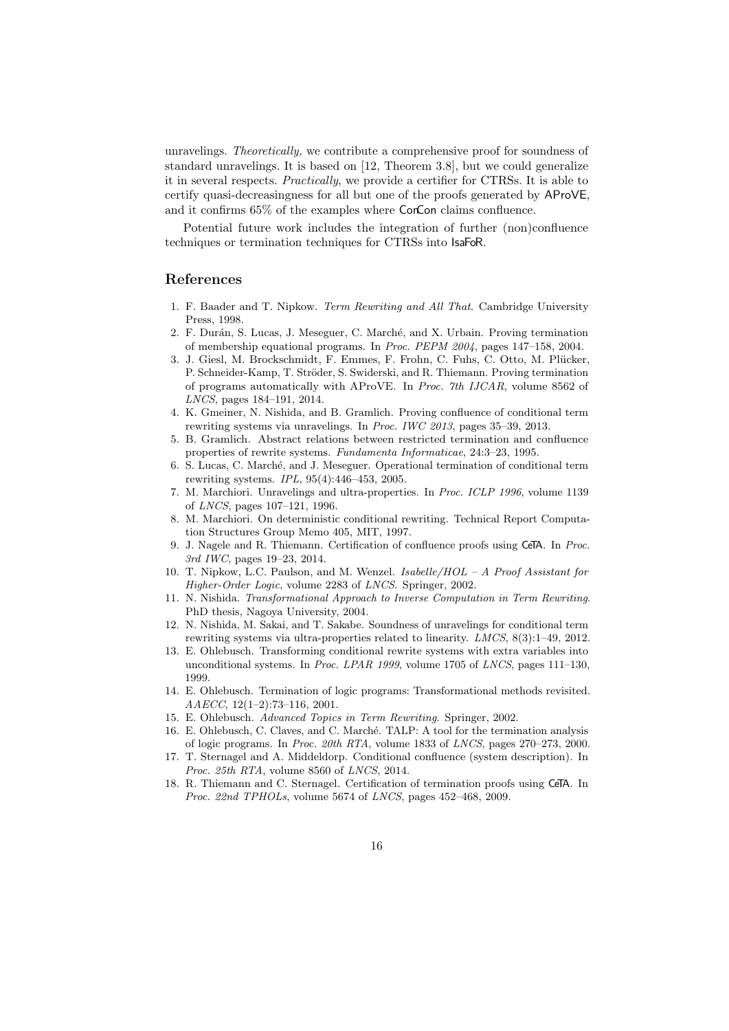unravelings. *Theoretically,* we contribute a comprehensive proof for soundness of standard unravelings. It is based on [12, Theorem 3.8], but we could generalize it in several respects. *Practically*, we provide a certifier for CTRSs. It is able to certify quasi-decreasingness for all but one of the proofs generated by AProVE, and it confirms 65% of the examples where ConCon claims confluence.

Potential future work includes the integration of further (non)confluence techniques or termination techniques for CTRSs into IsaFoR.

## References

1. F. Baader and T. Nipkow. *Term Rewriting and All That*. Cambridge University Press, 1998.
2. F. Durán, S. Lucas, J. Meseguer, C. Marché, and X. Urbain. Proving termination of membership equational programs. In *Proc. PEPM 2004*, pages 147–158, 2004.
3. J. Giesl, M. Brockschmidt, F. Emmes, F. Frohn, C. Fuhs, C. Otto, M. Plücker, P. Schneider-Kamp, T. Ströder, S. Swiderski, and R. Thiemann. Proving termination of programs automatically with AProVE. In *Proc. 7th IJCAR*, volume 8562 of *LNCS*, pages 184–191, 2014.
4. K. Gmeiner, N. Nishida, and B. Gramlich. Proving confluence of conditional term rewriting systems via unravelings. In *Proc. IWC 2013*, pages 35–39, 2013.
5. B. Gramlich. Abstract relations between restricted termination and confluence properties of rewrite systems. *Fundamenta Informaticae*, 24:3–23, 1995.
6. S. Lucas, C. Marché, and J. Meseguer. Operational termination of conditional term rewriting systems. *IPL*, 95(4):446–453, 2005.
7. M. Marchiori. Unravelings and ultra-properties. In *Proc. ICLP 1996*, volume 1139 of *LNCS*, pages 107–121, 1996.
8. M. Marchiori. On deterministic conditional rewriting. Technical Report Computation Structures Group Memo 405, MIT, 1997.
9. J. Nagele and R. Thiemann. Certification of confluence proofs using CeTA. In *Proc. 3rd IWC*, pages 19–23, 2014.
10. T. Nipkow, L.C. Paulson, and M. Wenzel. *Isabelle/HOL – A Proof Assistant for Higher-Order Logic*, volume 2283 of *LNCS*. Springer, 2002.
11. N. Nishida. *Transformational Approach to Inverse Computation in Term Rewriting*. PhD thesis, Nagoya University, 2004.
12. N. Nishida, M. Sakai, and T. Sakabe. Soundness of unravelings for conditional term rewriting systems via ultra-properties related to linearity. *LMCS*, 8(3):1–49, 2012.
13. E. Ohlebusch. Transforming conditional rewrite systems with extra variables into unconditional systems. In *Proc. LPAR 1999*, volume 1705 of *LNCS*, pages 111–130, 1999.
14. E. Ohlebusch. Termination of logic programs: Transformational methods revisited. *AAECC*, 12(1–2):73–116, 2001.
15. E. Ohlebusch. *Advanced Topics in Term Rewriting*. Springer, 2002.
16. E. Ohlebusch, C. Claves, and C. Marché. TALP: A tool for the termination analysis of logic programs. In *Proc. 20th RTA*, volume 1833 of *LNCS*, pages 270–273, 2000.
17. T. Sternagel and A. Middeldorp. Conditional confluence (system description). In *Proc. 25th RTA*, volume 8560 of *LNCS*, 2014.
18. R. Thiemann and C. Sternagel. Certification of termination proofs using CeTA. In *Proc. 22nd TPHOLs*, volume 5674 of *LNCS*, pages 452–468, 2009.